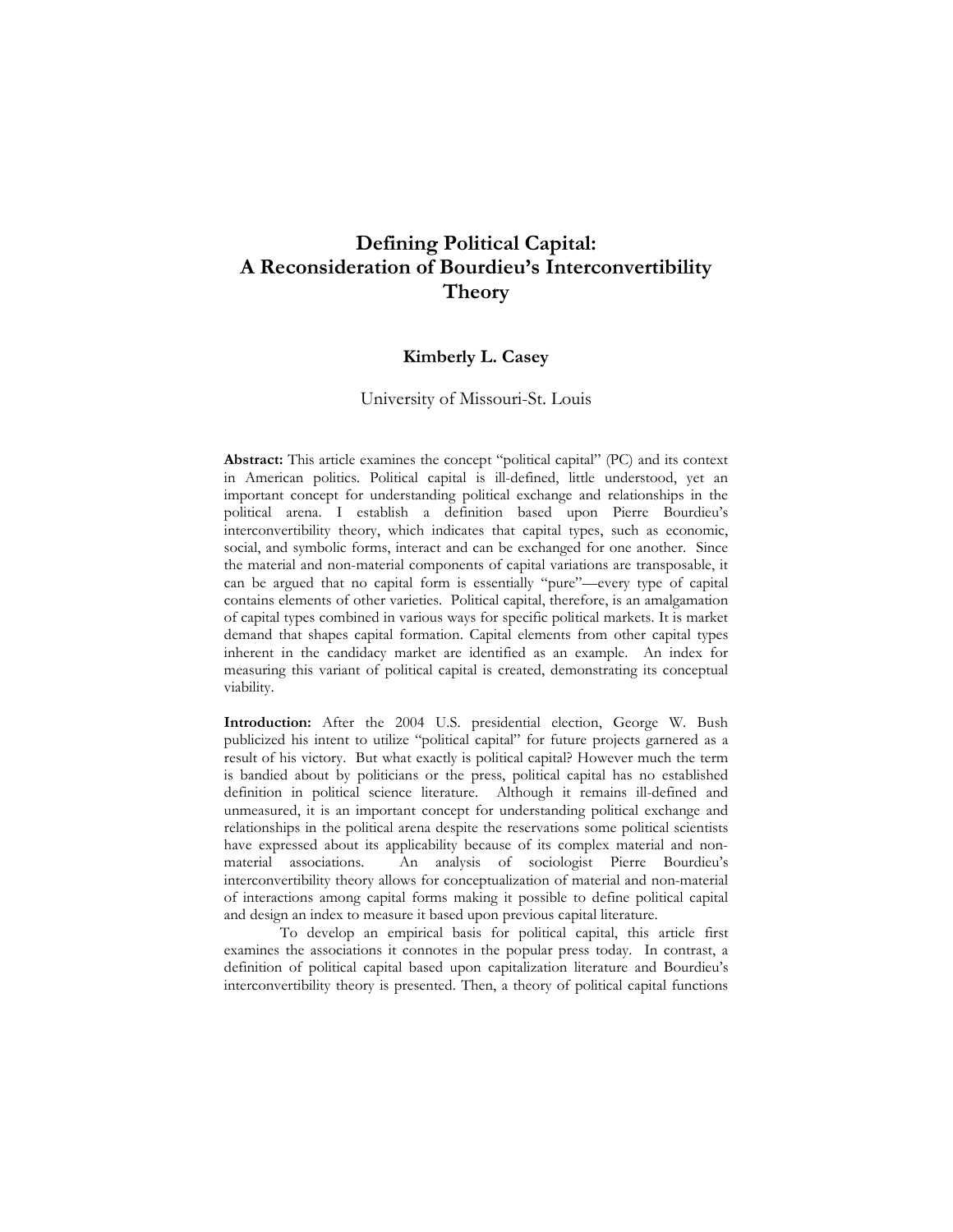# Defining Political Capital: A Reconsideration of Bourdieu's Interconvertibility Theory

**Kimberly L. Casey**

University of Missouri-St. Louis

**Abstract:** This article examines the concept "political capital" (PC) and its context in American politics. Political capital is ill-defined, little understood, yet an important concept for understanding political exchange and relationships in the political arena. I establish a definition based upon Pierre Bourdieu's interconvertibility theory, which indicates that capital types, such as economic, social, and symbolic forms, interact and can be exchanged for one another. Since the material and non-material components of capital variations are transposable, it can be argued that no capital form is essentially "pure"—every type of capital contains elements of other varieties. Political capital, therefore, is an amalgamation of capital types combined in various ways for specific political markets. It is market demand that shapes capital formation. Capital elements from other capital types inherent in the candidacy market are identified as an example. An index for measuring this variant of political capital is created, demonstrating its conceptual viability.

**Introduction:** After the 2004 U.S. presidential election, George W. Bush publicized his intent to utilize "political capital" for future projects garnered as a result of his victory. But what exactly is political capital? However much the term is bandied about by politicians or the press, political capital has no established definition in political science literature. Although it remains ill-defined and unmeasured, it is an important concept for understanding political exchange and relationships in the political arena despite the reservations some political scientists have expressed about its applicability because of its complex material and non-material associations. An analysis of sociologist Pierre Bourdieu's interconvertibility theory allows for conceptualization of material and non-material of interactions among capital forms making it possible to define political capital and design an index to measure it based upon previous capital literature.

To develop an empirical basis for political capital, this article first examines the associations it connotes in the popular press today. In contrast, a definition of political capital based upon capitalization literature and Bourdieu's interconvertibility theory is presented. Then, a theory of political capital functions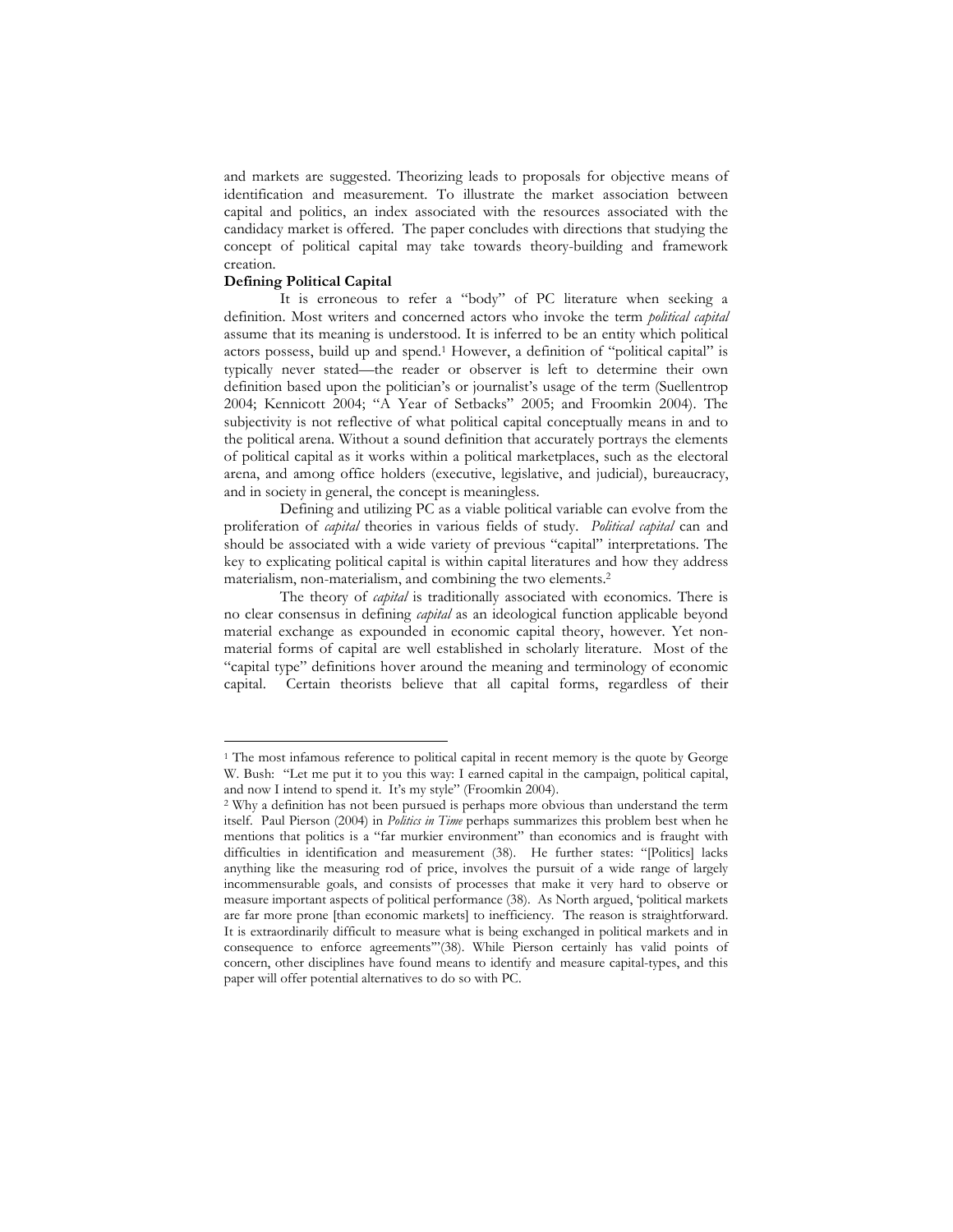and markets are suggested. Theorizing leads to proposals for objective means of identification and measurement. To illustrate the market association between capital and politics, an index associated with the resources associated with the candidacy market is offered. The paper concludes with directions that studying the concept of political capital may take towards theory-building and framework creation.

**Defining Political Capital**

It is erroneous to refer a "body" of PC literature when seeking a definition. Most writers and concerned actors who invoke the term *political capital* assume that its meaning is understood. It is inferred to be an entity which political actors possess, build up and spend.[1] However, a definition of "political capital" is typically never stated—the reader or observer is left to determine their own definition based upon the politician's or journalist's usage of the term (Suellentrop 2004; Kennicott 2004; "A Year of Setbacks" 2005; and Froomkin 2004). The subjectivity is not reflective of what political capital conceptually means in and to the political arena. Without a sound definition that accurately portrays the elements of political capital as it works within a political marketplaces, such as the electoral arena, and among office holders (executive, legislative, and judicial), bureaucracy, and in society in general, the concept is meaningless.

Defining and utilizing PC as a viable political variable can evolve from the proliferation of *capital* theories in various fields of study. *Political capital* can and should be associated with a wide variety of previous "capital" interpretations. The key to explicating political capital is within capital literatures and how they address materialism, non-materialism, and combining the two elements.[2]

The theory of *capital* is traditionally associated with economics. There is no clear consensus in defining *capital* as an ideological function applicable beyond material exchange as expounded in economic capital theory, however. Yet non-material forms of capital are well established in scholarly literature. Most of the "capital type" definitions hover around the meaning and terminology of economic capital. Certain theorists believe that all capital forms, regardless of their

---

[1] The most infamous reference to political capital in recent memory is the quote by George W. Bush: "Let me put it to you this way: I earned capital in the campaign, political capital, and now I intend to spend it. It's my style" (Froomkin 2004).

[2] Why a definition has not been pursued is perhaps more obvious than understand the term itself. Paul Pierson (2004) in *Politics in Time* perhaps summarizes this problem best when he mentions that politics is a "far murkier environment" than economics and is fraught with difficulties in identification and measurement (38). He further states: "[Politics] lacks anything like the measuring rod of price, involves the pursuit of a wide range of largely incommensurable goals, and consists of processes that make it very hard to observe or measure important aspects of political performance (38). As North argued, 'political markets are far more prone [than economic markets] to inefficiency. The reason is straightforward. It is extraordinarily difficult to measure what is being exchanged in political markets and in consequence to enforce agreements'"(38). While Pierson certainly has valid points of concern, other disciplines have found means to identify and measure capital-types, and this paper will offer potential alternatives to do so with PC.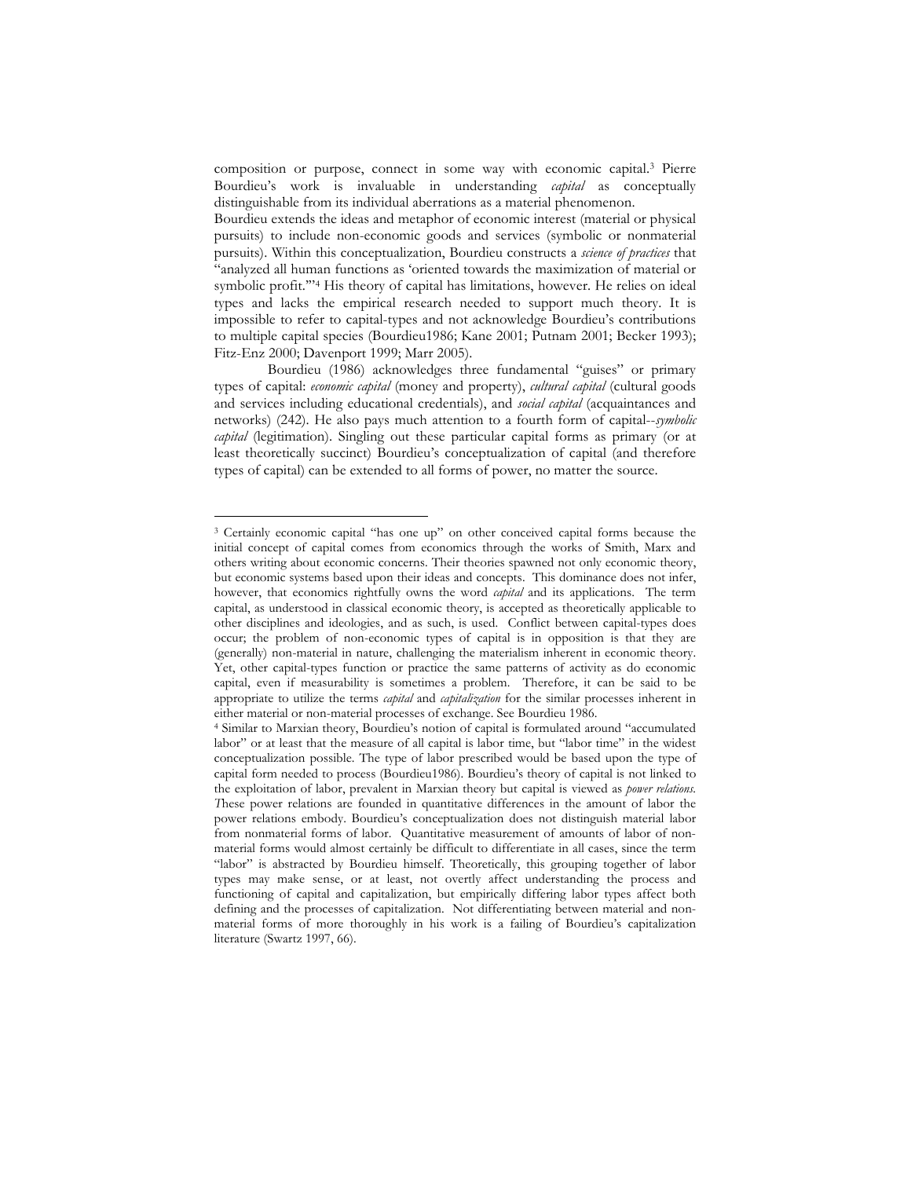composition or purpose, connect in some way with economic capital.[3] Pierre Bourdieu's work is invaluable in understanding *capital* as conceptually distinguishable from its individual aberrations as a material phenomenon.

Bourdieu extends the ideas and metaphor of economic interest (material or physical pursuits) to include non-economic goods and services (symbolic or nonmaterial pursuits). Within this conceptualization, Bourdieu constructs a *science of practices* that "analyzed all human functions as 'oriented towards the maximization of material or symbolic profit.'"[4] His theory of capital has limitations, however. He relies on ideal types and lacks the empirical research needed to support much theory. It is impossible to refer to capital-types and not acknowledge Bourdieu's contributions to multiple capital species (Bourdieu1986; Kane 2001; Putnam 2001; Becker 1993); Fitz-Enz 2000; Davenport 1999; Marr 2005).

Bourdieu (1986) acknowledges three fundamental "guises" or primary types of capital: *economic capital* (money and property), *cultural capital* (cultural goods and services including educational credentials), and *social capital* (acquaintances and networks) (242). He also pays much attention to a fourth form of capital--*symbolic capital* (legitimation). Singling out these particular capital forms as primary (or at least theoretically succinct) Bourdieu's conceptualization of capital (and therefore types of capital) can be extended to all forms of power, no matter the source.

---

[3] Certainly economic capital "has one up" on other conceived capital forms because the initial concept of capital comes from economics through the works of Smith, Marx and others writing about economic concerns. Their theories spawned not only economic theory, but economic systems based upon their ideas and concepts. This dominance does not infer, however, that economics rightfully owns the word *capital* and its applications. The term capital, as understood in classical economic theory, is accepted as theoretically applicable to other disciplines and ideologies, and as such, is used. Conflict between capital-types does occur; the problem of non-economic types of capital is in opposition is that they are (generally) non-material in nature, challenging the materialism inherent in economic theory. Yet, other capital-types function or practice the same patterns of activity as do economic capital, even if measurability is sometimes a problem. Therefore, it can be said to be appropriate to utilize the terms *capital* and *capitalization* for the similar processes inherent in either material or non-material processes of exchange. See Bourdieu 1986.

[4] Similar to Marxian theory, Bourdieu's notion of capital is formulated around "accumulated labor" or at least that the measure of all capital is labor time, but "labor time" in the widest conceptualization possible. The type of labor prescribed would be based upon the type of capital form needed to process (Bourdieu1986). Bourdieu's theory of capital is not linked to the exploitation of labor, prevalent in Marxian theory but capital is viewed as *power relations. T*hese power relations are founded in quantitative differences in the amount of labor the power relations embody. Bourdieu's conceptualization does not distinguish material labor from nonmaterial forms of labor. Quantitative measurement of amounts of labor of non-material forms would almost certainly be difficult to differentiate in all cases, since the term "labor" is abstracted by Bourdieu himself. Theoretically, this grouping together of labor types may make sense, or at least, not overtly affect understanding the process and functioning of capital and capitalization, but empirically differing labor types affect both defining and the processes of capitalization. Not differentiating between material and non-material forms of more thoroughly in his work is a failing of Bourdieu's capitalization literature (Swartz 1997, 66).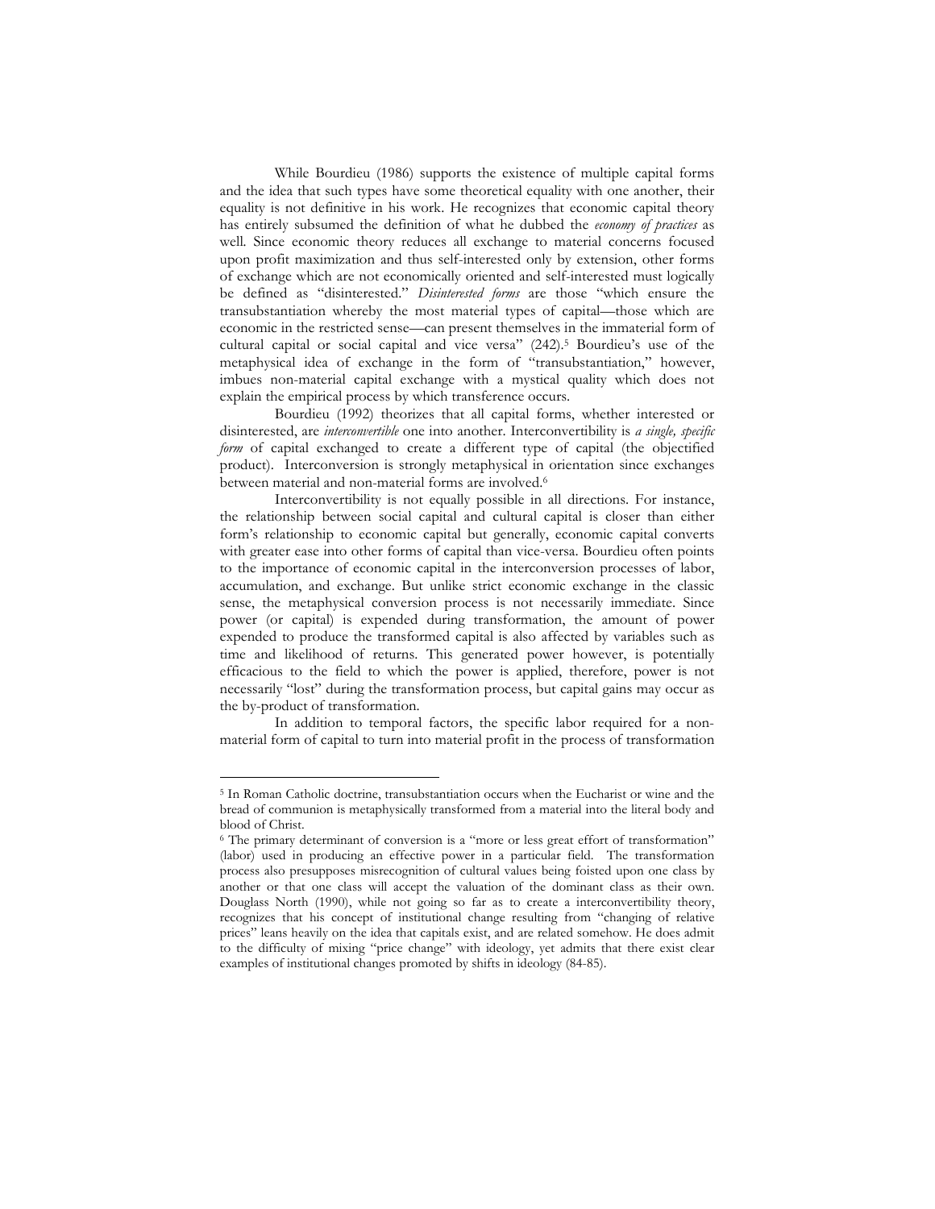While Bourdieu (1986) supports the existence of multiple capital forms and the idea that such types have some theoretical equality with one another, their equality is not definitive in his work. He recognizes that economic capital theory has entirely subsumed the definition of what he dubbed the *economy of practices* as well. Since economic theory reduces all exchange to material concerns focused upon profit maximization and thus self-interested only by extension, other forms of exchange which are not economically oriented and self-interested must logically be defined as "disinterested." *Disinterested forms* are those "which ensure the transubstantiation whereby the most material types of capital—those which are economic in the restricted sense—can present themselves in the immaterial form of cultural capital or social capital and vice versa" (242).[5] Bourdieu's use of the metaphysical idea of exchange in the form of "transubstantiation," however, imbues non-material capital exchange with a mystical quality which does not explain the empirical process by which transference occurs.

Bourdieu (1992) theorizes that all capital forms, whether interested or disinterested, are *interconvertible* one into another. Interconvertibility is *a single, specific form* of capital exchanged to create a different type of capital (the objectified product). Interconversion is strongly metaphysical in orientation since exchanges between material and non-material forms are involved.[6]

Interconvertibility is not equally possible in all directions. For instance, the relationship between social capital and cultural capital is closer than either form's relationship to economic capital but generally, economic capital converts with greater ease into other forms of capital than vice-versa. Bourdieu often points to the importance of economic capital in the interconversion processes of labor, accumulation, and exchange. But unlike strict economic exchange in the classic sense, the metaphysical conversion process is not necessarily immediate. Since power (or capital) is expended during transformation, the amount of power expended to produce the transformed capital is also affected by variables such as time and likelihood of returns. This generated power however, is potentially efficacious to the field to which the power is applied, therefore, power is not necessarily "lost" during the transformation process, but capital gains may occur as the by-product of transformation.

In addition to temporal factors, the specific labor required for a non-material form of capital to turn into material profit in the process of transformation

---

[5] In Roman Catholic doctrine, transubstantiation occurs when the Eucharist or wine and the bread of communion is metaphysically transformed from a material into the literal body and blood of Christ.

[6] The primary determinant of conversion is a "more or less great effort of transformation" (labor) used in producing an effective power in a particular field. The transformation process also presupposes misrecognition of cultural values being foisted upon one class by another or that one class will accept the valuation of the dominant class as their own. Douglass North (1990), while not going so far as to create a interconvertibility theory, recognizes that his concept of institutional change resulting from "changing of relative prices" leans heavily on the idea that capitals exist, and are related somehow. He does admit to the difficulty of mixing "price change" with ideology, yet admits that there exist clear examples of institutional changes promoted by shifts in ideology (84-85).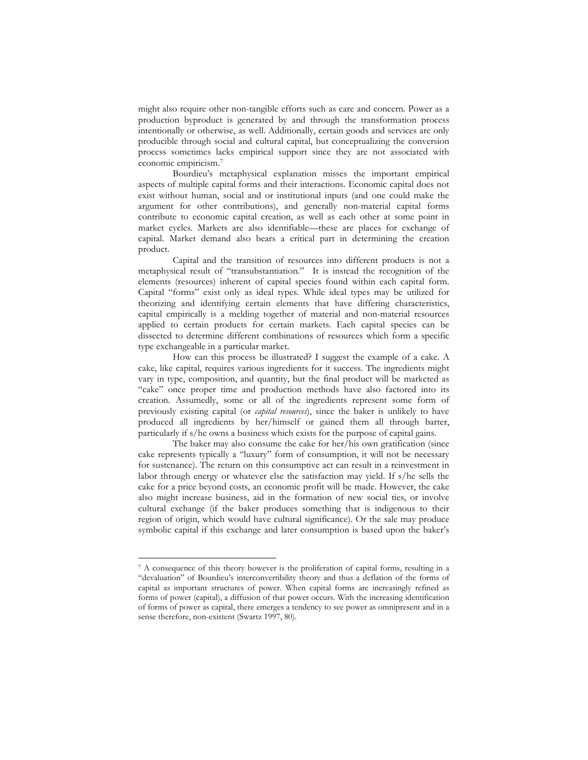might also require other non-tangible efforts such as care and concern. Power as a production byproduct is generated by and through the transformation process intentionally or otherwise, as well. Additionally, certain goods and services are only producible through social and cultural capital, but conceptualizing the conversion process sometimes lacks empirical support since they are not associated with economic empiricism.[7]

Bourdieu's metaphysical explanation misses the important empirical aspects of multiple capital forms and their interactions. Economic capital does not exist without human, social and or institutional inputs (and one could make the argument for other contributions), and generally non-material capital forms contribute to economic capital creation, as well as each other at some point in market cycles. Markets are also identifiable—these are places for exchange of capital. Market demand also bears a critical part in determining the creation product.

Capital and the transition of resources into different products is not a metaphysical result of "transubstantiation." It is instead the recognition of the elements (resources) inherent of capital species found within each capital form. Capital "forms" exist only as ideal types. While ideal types may be utilized for theorizing and identifying certain elements that have differing characteristics, capital empirically is a melding together of material and non-material resources applied to certain products for certain markets. Each capital species can be dissected to determine different combinations of resources which form a specific type exchangeable in a particular market.

How can this process be illustrated? I suggest the example of a cake. A cake, like capital, requires various ingredients for it success. The ingredients might vary in type, composition, and quantity, but the final product will be marketed as "cake" once proper time and production methods have also factored into its creation. Assumedly, some or all of the ingredients represent some form of previously existing capital (or *capital resources*), since the baker is unlikely to have produced all ingredients by her/himself or gained them all through barter, particularly if s/he owns a business which exists for the purpose of capital gains.

The baker may also consume the cake for her/his own gratification (since cake represents typically a "luxury" form of consumption, it will not be necessary for sustenance). The return on this consumptive act can result in a reinvestment in labor through energy or whatever else the satisfaction may yield. If s/he sells the cake for a price beyond costs, an economic profit will be made. However, the cake also might increase business, aid in the formation of new social ties, or involve cultural exchange (if the baker produces something that is indigenous to their region of origin, which would have cultural significance). Or the sale may produce symbolic capital if this exchange and later consumption is based upon the baker's

---

[7] A consequence of this theory however is the proliferation of capital forms, resulting in a "devaluation" of Bourdieu's interconvertibility theory and thus a deflation of the forms of capital as important structures of power. When capital forms are increasingly refined as forms of power (capital), a diffusion of that power occurs. With the increasing identification of forms of power as capital, there emerges a tendency to see power as omnipresent and in a sense therefore, non-existent (Swartz 1997, 80).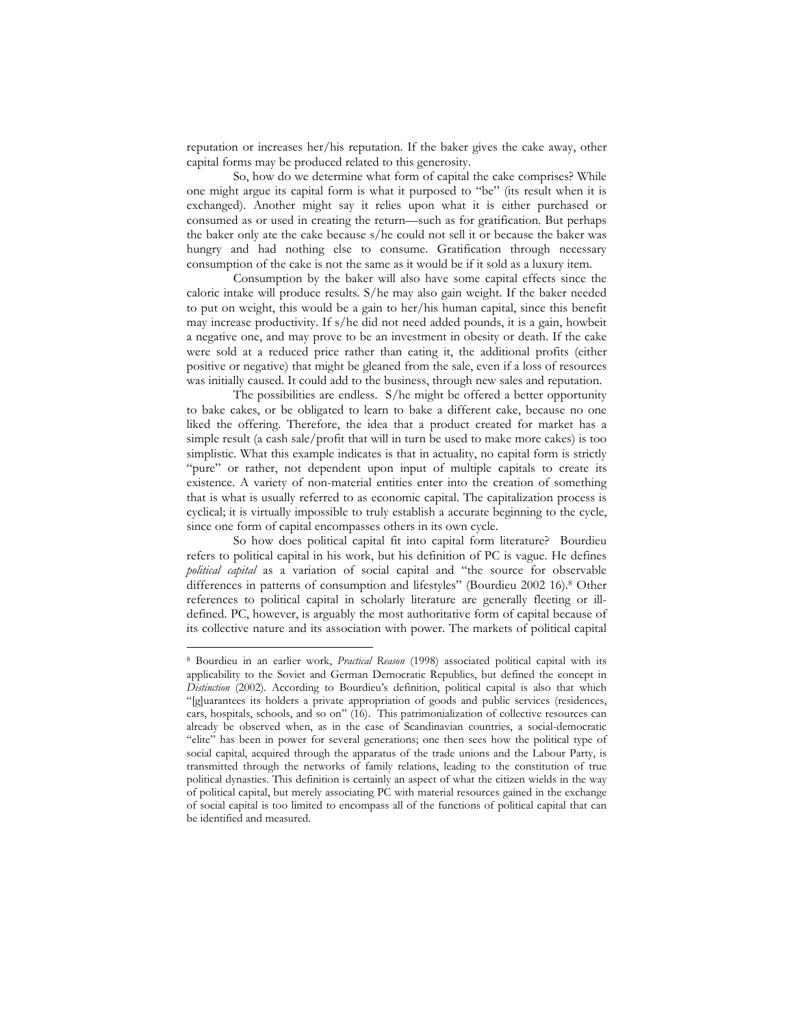reputation or increases her/his reputation. If the baker gives the cake away, other capital forms may be produced related to this generosity.

So, how do we determine what form of capital the cake comprises? While one might argue its capital form is what it purposed to "be" (its result when it is exchanged). Another might say it relies upon what it is either purchased or consumed as or used in creating the return—such as for gratification. But perhaps the baker only ate the cake because s/he could not sell it or because the baker was hungry and had nothing else to consume. Gratification through necessary consumption of the cake is not the same as it would be if it sold as a luxury item.

Consumption by the baker will also have some capital effects since the caloric intake will produce results. S/he may also gain weight. If the baker needed to put on weight, this would be a gain to her/his human capital, since this benefit may increase productivity. If s/he did not need added pounds, it is a gain, howbeit a negative one, and may prove to be an investment in obesity or death. If the cake were sold at a reduced price rather than eating it, the additional profits (either positive or negative) that might be gleaned from the sale, even if a loss of resources was initially caused. It could add to the business, through new sales and reputation.

The possibilities are endless. S/he might be offered a better opportunity to bake cakes, or be obligated to learn to bake a different cake, because no one liked the offering. Therefore, the idea that a product created for market has a simple result (a cash sale/profit that will in turn be used to make more cakes) is too simplistic. What this example indicates is that in actuality, no capital form is strictly "pure" or rather, not dependent upon input of multiple capitals to create its existence. A variety of non-material entities enter into the creation of something that is what is usually referred to as economic capital. The capitalization process is cyclical; it is virtually impossible to truly establish a accurate beginning to the cycle, since one form of capital encompasses others in its own cycle.

So how does political capital fit into capital form literature? Bourdieu refers to political capital in his work, but his definition of PC is vague. He defines *political capital* as a variation of social capital and "the source for observable differences in patterns of consumption and lifestyles" (Bourdieu 2002 16).[8] Other references to political capital in scholarly literature are generally fleeting or ill-defined. PC, however, is arguably the most authoritative form of capital because of its collective nature and its association with power. The markets of political capital

[8] Bourdieu in an earlier work, *Practical Reason* (1998) associated political capital with its applicability to the Soviet and German Democratic Republics, but defined the concept in *Distinction* (2002). According to Bourdieu's definition, political capital is also that which "[g]uarantees its holders a private appropriation of goods and public services (residences, cars, hospitals, schools, and so on" (16). This patrimonialization of collective resources can already be observed when, as in the case of Scandinavian countries, a social-democratic "elite" has been in power for several generations; one then sees how the political type of social capital, acquired through the apparatus of the trade unions and the Labour Party, is transmitted through the networks of family relations, leading to the constitution of true political dynasties. This definition is certainly an aspect of what the citizen wields in the way of political capital, but merely associating PC with material resources gained in the exchange of social capital is too limited to encompass all of the functions of political capital that can be identified and measured.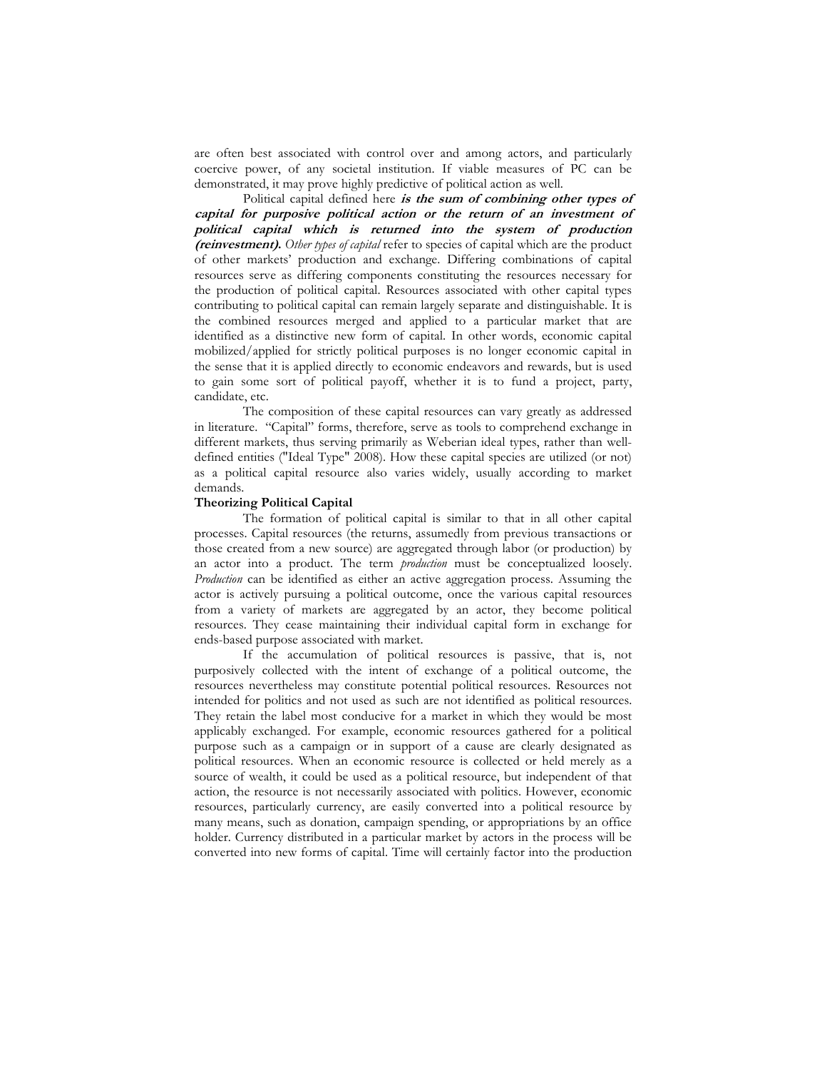are often best associated with control over and among actors, and particularly coercive power, of any societal institution. If viable measures of PC can be demonstrated, it may prove highly predictive of political action as well.

Political capital defined here ***is the sum of combining other types of capital for purposive political action or the return of an investment of political capital which is returned into the system of production (reinvestment).*** *Other types of capital* refer to species of capital which are the product of other markets' production and exchange. Differing combinations of capital resources serve as differing components constituting the resources necessary for the production of political capital. Resources associated with other capital types contributing to political capital can remain largely separate and distinguishable. It is the combined resources merged and applied to a particular market that are identified as a distinctive new form of capital. In other words, economic capital mobilized/applied for strictly political purposes is no longer economic capital in the sense that it is applied directly to economic endeavors and rewards, but is used to gain some sort of political payoff, whether it is to fund a project, party, candidate, etc.

The composition of these capital resources can vary greatly as addressed in literature. "Capital" forms, therefore, serve as tools to comprehend exchange in different markets, thus serving primarily as Weberian ideal types, rather than well-defined entities ("Ideal Type" 2008). How these capital species are utilized (or not) as a political capital resource also varies widely, usually according to market demands.

**Theorizing Political Capital**

The formation of political capital is similar to that in all other capital processes. Capital resources (the returns, assumedly from previous transactions or those created from a new source) are aggregated through labor (or production) by an actor into a product. The term *production* must be conceptualized loosely. *Production* can be identified as either an active aggregation process. Assuming the actor is actively pursuing a political outcome, once the various capital resources from a variety of markets are aggregated by an actor, they become political resources. They cease maintaining their individual capital form in exchange for ends-based purpose associated with market.

If the accumulation of political resources is passive, that is, not purposively collected with the intent of exchange of a political outcome, the resources nevertheless may constitute potential political resources. Resources not intended for politics and not used as such are not identified as political resources. They retain the label most conducive for a market in which they would be most applicably exchanged. For example, economic resources gathered for a political purpose such as a campaign or in support of a cause are clearly designated as political resources. When an economic resource is collected or held merely as a source of wealth, it could be used as a political resource, but independent of that action, the resource is not necessarily associated with politics. However, economic resources, particularly currency, are easily converted into a political resource by many means, such as donation, campaign spending, or appropriations by an office holder. Currency distributed in a particular market by actors in the process will be converted into new forms of capital. Time will certainly factor into the production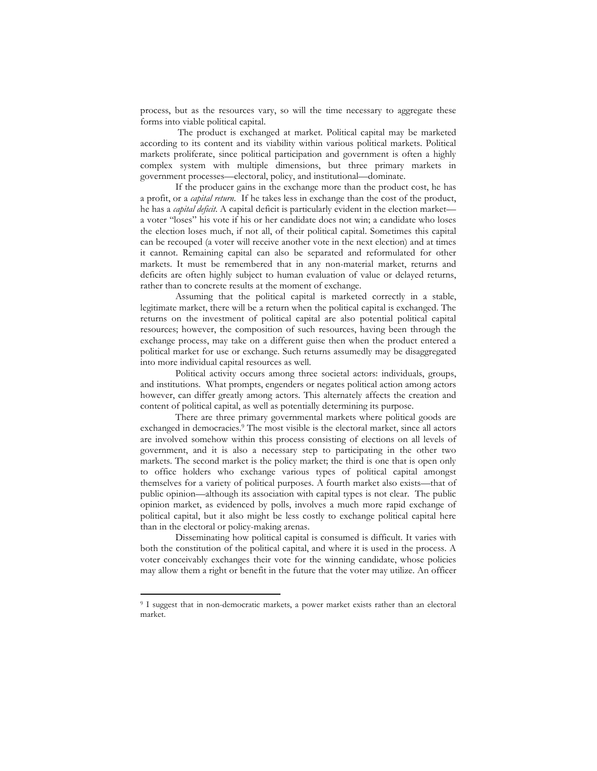process, but as the resources vary, so will the time necessary to aggregate these forms into viable political capital.

The product is exchanged at market. Political capital may be marketed according to its content and its viability within various political markets. Political markets proliferate, since political participation and government is often a highly complex system with multiple dimensions, but three primary markets in government processes—electoral, policy, and institutional—dominate.

If the producer gains in the exchange more than the product cost, he has a profit, or a *capital return*. If he takes less in exchange than the cost of the product, he has a *capital deficit*. A capital deficit is particularly evident in the election market—a voter "loses" his vote if his or her candidate does not win; a candidate who loses the election loses much, if not all, of their political capital. Sometimes this capital can be recouped (a voter will receive another vote in the next election) and at times it cannot. Remaining capital can also be separated and reformulated for other markets. It must be remembered that in any non-material market, returns and deficits are often highly subject to human evaluation of value or delayed returns, rather than to concrete results at the moment of exchange.

Assuming that the political capital is marketed correctly in a stable, legitimate market, there will be a return when the political capital is exchanged. The returns on the investment of political capital are also potential political capital resources; however, the composition of such resources, having been through the exchange process, may take on a different guise then when the product entered a political market for use or exchange. Such returns assumedly may be disaggregated into more individual capital resources as well.

Political activity occurs among three societal actors: individuals, groups, and institutions. What prompts, engenders or negates political action among actors however, can differ greatly among actors. This alternately affects the creation and content of political capital, as well as potentially determining its purpose.

There are three primary governmental markets where political goods are exchanged in democracies.[9] The most visible is the electoral market, since all actors are involved somehow within this process consisting of elections on all levels of government, and it is also a necessary step to participating in the other two markets. The second market is the policy market; the third is one that is open only to office holders who exchange various types of political capital amongst themselves for a variety of political purposes. A fourth market also exists—that of public opinion—although its association with capital types is not clear. The public opinion market, as evidenced by polls, involves a much more rapid exchange of political capital, but it also might be less costly to exchange political capital here than in the electoral or policy-making arenas.

Disseminating how political capital is consumed is difficult. It varies with both the constitution of the political capital, and where it is used in the process. A voter conceivably exchanges their vote for the winning candidate, whose policies may allow them a right or benefit in the future that the voter may utilize. An officer

---

[9] I suggest that in non-democratic markets, a power market exists rather than an electoral market.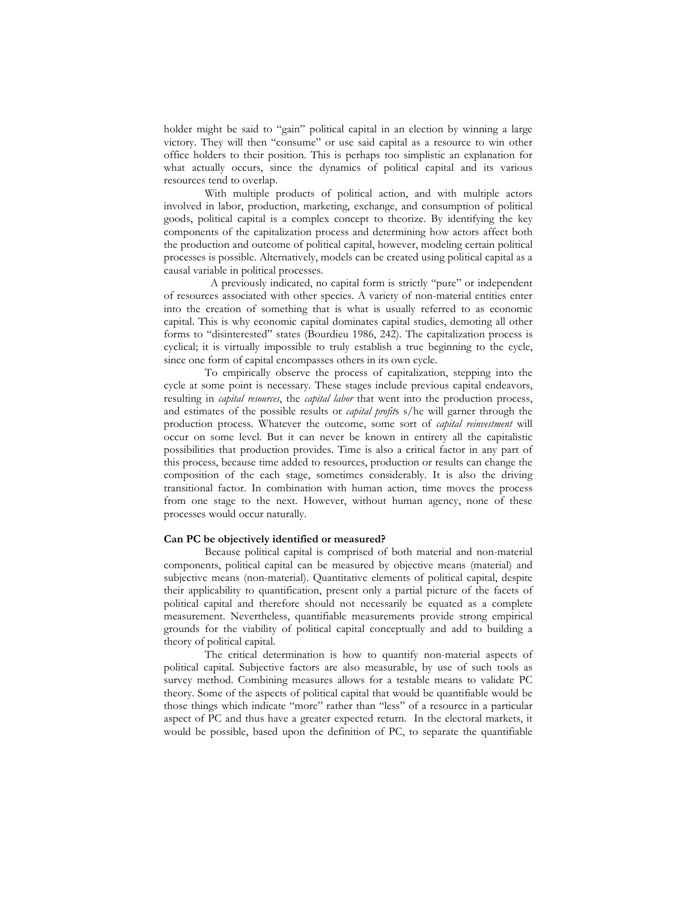holder might be said to "gain" political capital in an election by winning a large victory. They will then "consume" or use said capital as a resource to win other office holders to their position. This is perhaps too simplistic an explanation for what actually occurs, since the dynamics of political capital and its various resources tend to overlap.

With multiple products of political action, and with multiple actors involved in labor, production, marketing, exchange, and consumption of political goods, political capital is a complex concept to theorize. By identifying the key components of the capitalization process and determining how actors affect both the production and outcome of political capital, however, modeling certain political processes is possible. Alternatively, models can be created using political capital as a causal variable in political processes.

A previously indicated, no capital form is strictly "pure" or independent of resources associated with other species. A variety of non-material entities enter into the creation of something that is what is usually referred to as economic capital. This is why economic capital dominates capital studies, demoting all other forms to "disinterested" states (Bourdieu 1986, 242). The capitalization process is cyclical; it is virtually impossible to truly establish a true beginning to the cycle, since one form of capital encompasses others in its own cycle.

To empirically observe the process of capitalization, stepping into the cycle at some point is necessary. These stages include previous capital endeavors, resulting in *capital resources*, the *capital labor* that went into the production process, and estimates of the possible results or *capital profit*s s/he will garner through the production process. Whatever the outcome, some sort of *capital reinvestment* will occur on some level. But it can never be known in entirety all the capitalistic possibilities that production provides. Time is also a critical factor in any part of this process, because time added to resources, production or results can change the composition of the each stage, sometimes considerably. It is also the driving transitional factor. In combination with human action, time moves the process from one stage to the next. However, without human agency, none of these processes would occur naturally.

**Can PC be objectively identified or measured?**

Because political capital is comprised of both material and non-material components, political capital can be measured by objective means (material) and subjective means (non-material). Quantitative elements of political capital, despite their applicability to quantification, present only a partial picture of the facets of political capital and therefore should not necessarily be equated as a complete measurement. Nevertheless, quantifiable measurements provide strong empirical grounds for the viability of political capital conceptually and add to building a theory of political capital.

The critical determination is how to quantify non-material aspects of political capital. Subjective factors are also measurable, by use of such tools as survey method. Combining measures allows for a testable means to validate PC theory. Some of the aspects of political capital that would be quantifiable would be those things which indicate "more" rather than "less" of a resource in a particular aspect of PC and thus have a greater expected return. In the electoral markets, it would be possible, based upon the definition of PC, to separate the quantifiable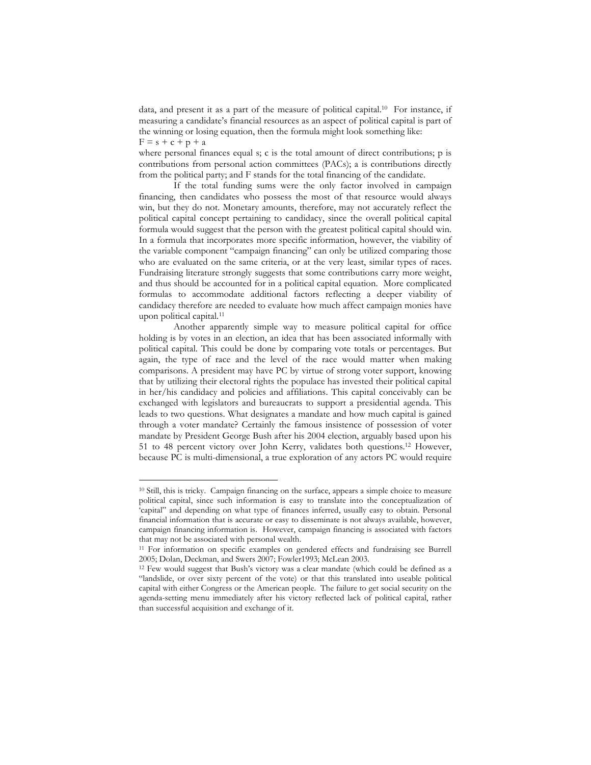data, and present it as a part of the measure of political capital.[10] For instance, if measuring a candidate's financial resources as an aspect of political capital is part of the winning or losing equation, then the formula might look something like:

$F = s + c + p + a$

where personal finances equal s; c is the total amount of direct contributions; p is contributions from personal action committees (PACs); a is contributions directly from the political party; and F stands for the total financing of the candidate.

If the total funding sums were the only factor involved in campaign financing, then candidates who possess the most of that resource would always win, but they do not. Monetary amounts, therefore, may not accurately reflect the political capital concept pertaining to candidacy, since the overall political capital formula would suggest that the person with the greatest political capital should win. In a formula that incorporates more specific information, however, the viability of the variable component "campaign financing" can only be utilized comparing those who are evaluated on the same criteria, or at the very least, similar types of races. Fundraising literature strongly suggests that some contributions carry more weight, and thus should be accounted for in a political capital equation. More complicated formulas to accommodate additional factors reflecting a deeper viability of candidacy therefore are needed to evaluate how much affect campaign monies have upon political capital.[11]

Another apparently simple way to measure political capital for office holding is by votes in an election, an idea that has been associated informally with political capital. This could be done by comparing vote totals or percentages. But again, the type of race and the level of the race would matter when making comparisons. A president may have PC by virtue of strong voter support, knowing that by utilizing their electoral rights the populace has invested their political capital in her/his candidacy and policies and affiliations. This capital conceivably can be exchanged with legislators and bureaucrats to support a presidential agenda. This leads to two questions. What designates a mandate and how much capital is gained through a voter mandate? Certainly the famous insistence of possession of voter mandate by President George Bush after his 2004 election, arguably based upon his 51 to 48 percent victory over John Kerry, validates both questions.[12] However, because PC is multi-dimensional, a true exploration of any actors PC would require

---

[10] Still, this is tricky. Campaign financing on the surface, appears a simple choice to measure political capital, since such information is easy to translate into the conceptualization of 'capital" and depending on what type of finances inferred, usually easy to obtain. Personal financial information that is accurate or easy to disseminate is not always available, however, campaign financing information is. However, campaign financing is associated with factors that may not be associated with personal wealth.

[11] For information on specific examples on gendered effects and fundraising see Burrell 2005; Dolan, Deckman, and Swers 2007; Fowler1993; McLean 2003.

[12] Few would suggest that Bush's victory was a clear mandate (which could be defined as a "landslide, or over sixty percent of the vote) or that this translated into useable political capital with either Congress or the American people. The failure to get social security on the agenda-setting menu immediately after his victory reflected lack of political capital, rather than successful acquisition and exchange of it.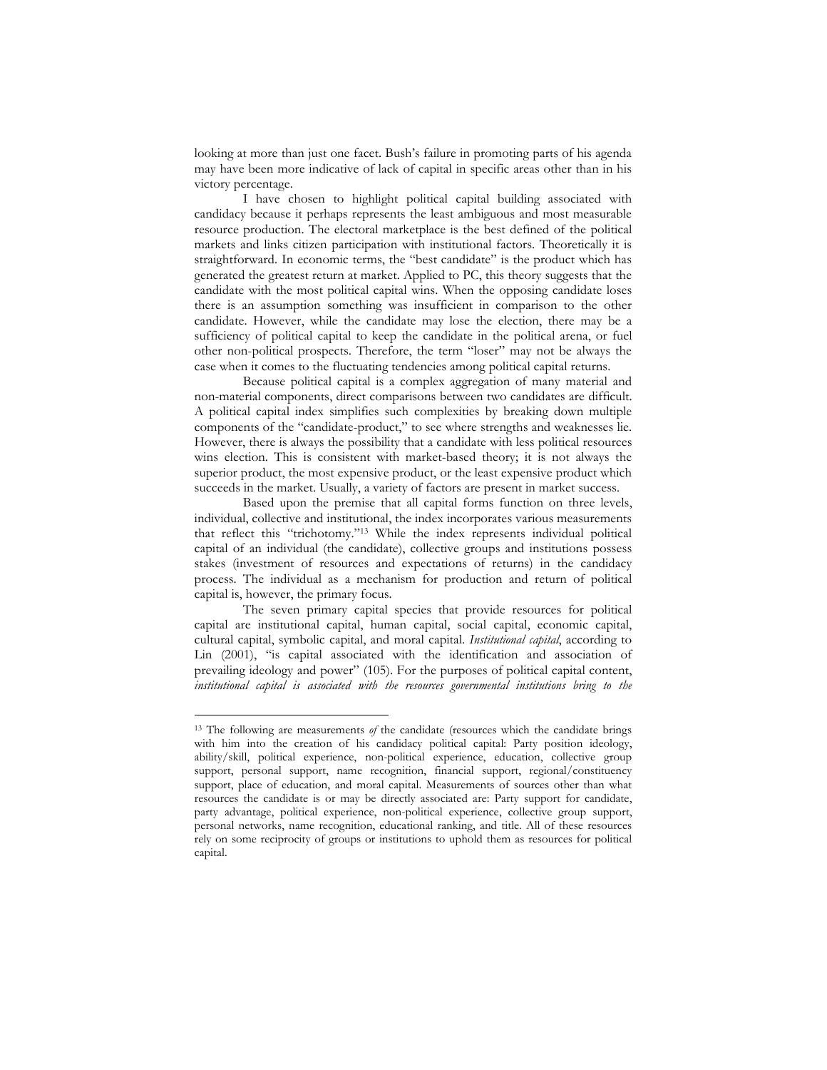looking at more than just one facet. Bush's failure in promoting parts of his agenda may have been more indicative of lack of capital in specific areas other than in his victory percentage.

I have chosen to highlight political capital building associated with candidacy because it perhaps represents the least ambiguous and most measurable resource production. The electoral marketplace is the best defined of the political markets and links citizen participation with institutional factors. Theoretically it is straightforward. In economic terms, the "best candidate" is the product which has generated the greatest return at market. Applied to PC, this theory suggests that the candidate with the most political capital wins. When the opposing candidate loses there is an assumption something was insufficient in comparison to the other candidate. However, while the candidate may lose the election, there may be a sufficiency of political capital to keep the candidate in the political arena, or fuel other non-political prospects. Therefore, the term "loser" may not be always the case when it comes to the fluctuating tendencies among political capital returns.

Because political capital is a complex aggregation of many material and non-material components, direct comparisons between two candidates are difficult. A political capital index simplifies such complexities by breaking down multiple components of the "candidate-product," to see where strengths and weaknesses lie. However, there is always the possibility that a candidate with less political resources wins election. This is consistent with market-based theory; it is not always the superior product, the most expensive product, or the least expensive product which succeeds in the market. Usually, a variety of factors are present in market success.

Based upon the premise that all capital forms function on three levels, individual, collective and institutional, the index incorporates various measurements that reflect this "trichotomy."[13] While the index represents individual political capital of an individual (the candidate), collective groups and institutions possess stakes (investment of resources and expectations of returns) in the candidacy process. The individual as a mechanism for production and return of political capital is, however, the primary focus.

The seven primary capital species that provide resources for political capital are institutional capital, human capital, social capital, economic capital, cultural capital, symbolic capital, and moral capital. *Institutional capital*, according to Lin (2001), "is capital associated with the identification and association of prevailing ideology and power" (105). For the purposes of political capital content, *institutional capital is associated with the resources governmental institutions bring to the*

---

[13] The following are measurements *of* the candidate (resources which the candidate brings with him into the creation of his candidacy political capital: Party position ideology, ability/skill, political experience, non-political experience, education, collective group support, personal support, name recognition, financial support, regional/constituency support, place of education, and moral capital. Measurements of sources other than what resources the candidate is or may be directly associated are: Party support for candidate, party advantage, political experience, non-political experience, collective group support, personal networks, name recognition, educational ranking, and title. All of these resources rely on some reciprocity of groups or institutions to uphold them as resources for political capital.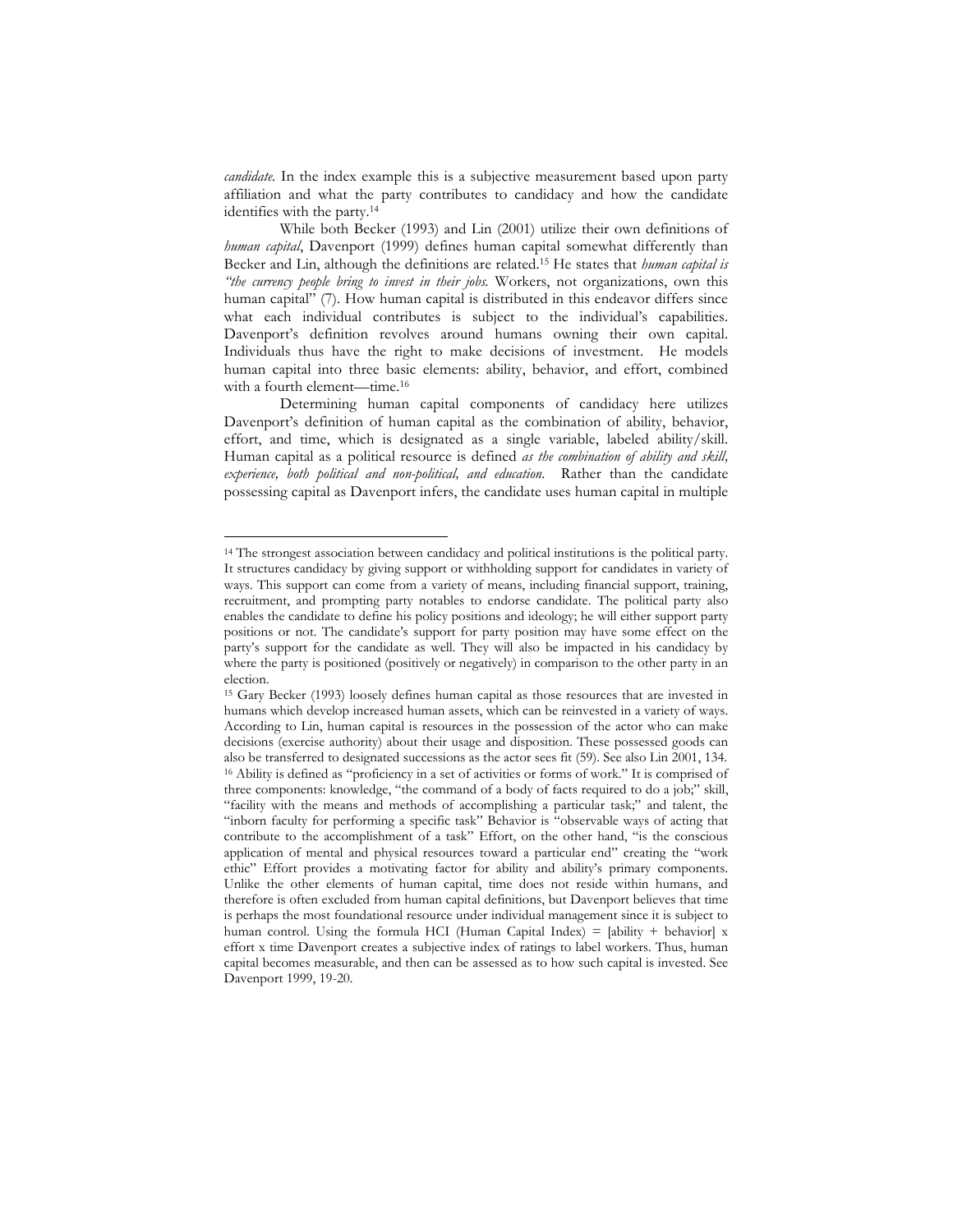*candidate*. In the index example this is a subjective measurement based upon party affiliation and what the party contributes to candidacy and how the candidate identifies with the party.[14]

While both Becker (1993) and Lin (2001) utilize their own definitions of *human capital*, Davenport (1999) defines human capital somewhat differently than Becker and Lin, although the definitions are related.[15] He states that *human capital is "the currency people bring to invest in their jobs.* Workers, not organizations, own this human capital" (7). How human capital is distributed in this endeavor differs since what each individual contributes is subject to the individual's capabilities. Davenport's definition revolves around humans owning their own capital. Individuals thus have the right to make decisions of investment. He models human capital into three basic elements: ability, behavior, and effort, combined with a fourth element—time.[16]

Determining human capital components of candidacy here utilizes Davenport's definition of human capital as the combination of ability, behavior, effort, and time, which is designated as a single variable, labeled ability/skill. Human capital as a political resource is defined *as the combination of ability and skill, experience, both political and non-political, and education*. Rather than the candidate possessing capital as Davenport infers, the candidate uses human capital in multiple

---

[14] The strongest association between candidacy and political institutions is the political party. It structures candidacy by giving support or withholding support for candidates in variety of ways. This support can come from a variety of means, including financial support, training, recruitment, and prompting party notables to endorse candidate. The political party also enables the candidate to define his policy positions and ideology; he will either support party positions or not. The candidate's support for party position may have some effect on the party's support for the candidate as well. They will also be impacted in his candidacy by where the party is positioned (positively or negatively) in comparison to the other party in an election.

[15] Gary Becker (1993) loosely defines human capital as those resources that are invested in humans which develop increased human assets, which can be reinvested in a variety of ways. According to Lin, human capital is resources in the possession of the actor who can make decisions (exercise authority) about their usage and disposition. These possessed goods can also be transferred to designated successions as the actor sees fit (59). See also Lin 2001, 134.

[16] Ability is defined as "proficiency in a set of activities or forms of work." It is comprised of three components: knowledge, "the command of a body of facts required to do a job;" skill, "facility with the means and methods of accomplishing a particular task;" and talent, the "inborn faculty for performing a specific task" Behavior is "observable ways of acting that contribute to the accomplishment of a task" Effort, on the other hand, "is the conscious application of mental and physical resources toward a particular end" creating the "work ethic" Effort provides a motivating factor for ability and ability's primary components. Unlike the other elements of human capital, time does not reside within humans, and therefore is often excluded from human capital definitions, but Davenport believes that time is perhaps the most foundational resource under individual management since it is subject to human control. Using the formula HCI (Human Capital Index) = [ability + behavior] x effort x time Davenport creates a subjective index of ratings to label workers. Thus, human capital becomes measurable, and then can be assessed as to how such capital is invested. See Davenport 1999, 19-20.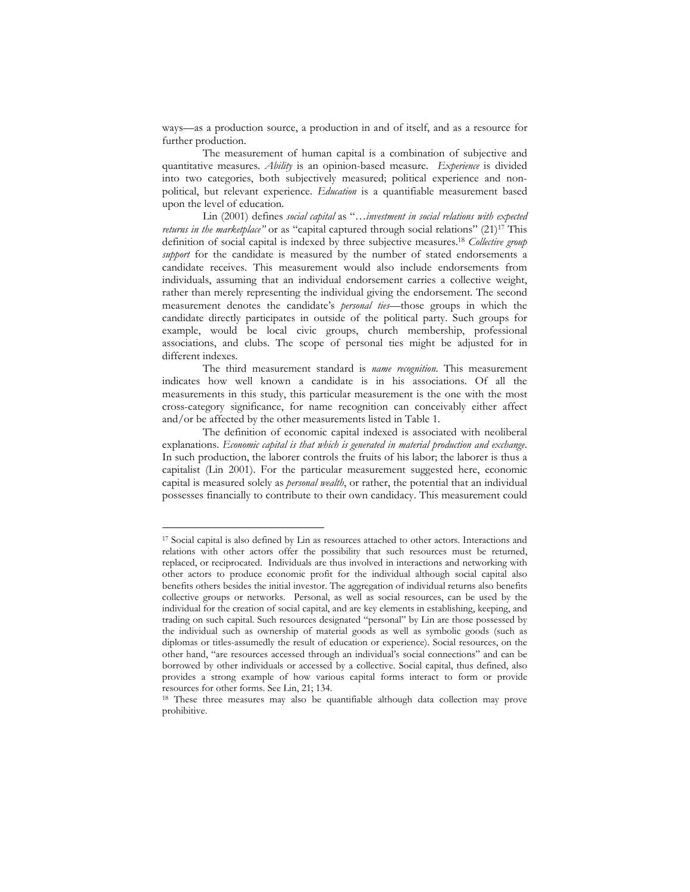ways—as a production source, a production in and of itself, and as a resource for further production.

The measurement of human capital is a combination of subjective and quantitative measures. *Ability* is an opinion-based measure. *Experience* is divided into two categories, both subjectively measured; political experience and non-political, but relevant experience. *Education* is a quantifiable measurement based upon the level of education.

Lin (2001) defines *social capital* as "…*investment in social relations with expected returns in the marketplace"* or as "capital captured through social relations" (21)[17] This definition of social capital is indexed by three subjective measures.[18] *Collective group support* for the candidate is measured by the number of stated endorsements a candidate receives. This measurement would also include endorsements from individuals, assuming that an individual endorsement carries a collective weight, rather than merely representing the individual giving the endorsement. The second measurement denotes the candidate's *personal ties*—those groups in which the candidate directly participates in outside of the political party. Such groups for example, would be local civic groups, church membership, professional associations, and clubs. The scope of personal ties might be adjusted for in different indexes.

The third measurement standard is *name recognition*. This measurement indicates how well known a candidate is in his associations. Of all the measurements in this study, this particular measurement is the one with the most cross-category significance, for name recognition can conceivably either affect and/or be affected by the other measurements listed in Table 1.

The definition of economic capital indexed is associated with neoliberal explanations. *Economic capital is that which is generated in material production and exchange*. In such production, the laborer controls the fruits of his labor; the laborer is thus a capitalist (Lin 2001). For the particular measurement suggested here, economic capital is measured solely as *personal wealth*, or rather, the potential that an individual possesses financially to contribute to their own candidacy. This measurement could

---

[17] Social capital is also defined by Lin as resources attached to other actors. Interactions and relations with other actors offer the possibility that such resources must be returned, replaced, or reciprocated. Individuals are thus involved in interactions and networking with other actors to produce economic profit for the individual although social capital also benefits others besides the initial investor. The aggregation of individual returns also benefits collective groups or networks. Personal, as well as social resources, can be used by the individual for the creation of social capital, and are key elements in establishing, keeping, and trading on such capital. Such resources designated "personal" by Lin are those possessed by the individual such as ownership of material goods as well as symbolic goods (such as diplomas or titles-assumedly the result of education or experience). Social resources, on the other hand, "are resources accessed through an individual's social connections" and can be borrowed by other individuals or accessed by a collective. Social capital, thus defined, also provides a strong example of how various capital forms interact to form or provide resources for other forms. See Lin, 21; 134.

[18] These three measures may also be quantifiable although data collection may prove prohibitive.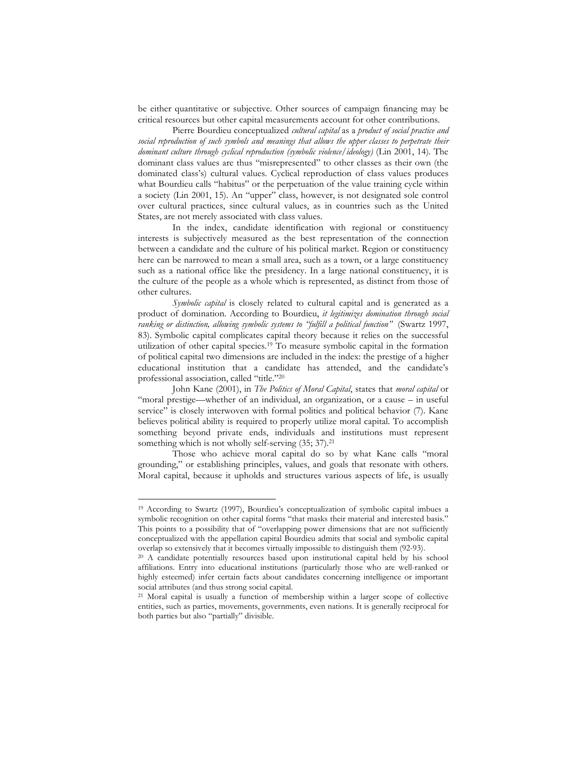be either quantitative or subjective. Other sources of campaign financing may be critical resources but other capital measurements account for other contributions.

Pierre Bourdieu conceptualized *cultural capital* as a *product of social practice and social reproduction of such symbols and meanings that allows the upper classes to perpetrate their dominant culture through cyclical reproduction (symbolic violence/ideology)* (Lin 2001, 14). The dominant class values are thus "misrepresented" to other classes as their own (the dominated class's) cultural values. Cyclical reproduction of class values produces what Bourdieu calls "habitus" or the perpetuation of the value training cycle within a society (Lin 2001, 15). An "upper" class, however, is not designated sole control over cultural practices, since cultural values, as in countries such as the United States, are not merely associated with class values.

In the index, candidate identification with regional or constituency interests is subjectively measured as the best representation of the connection between a candidate and the culture of his political market. Region or constituency here can be narrowed to mean a small area, such as a town, or a large constituency such as a national office like the presidency. In a large national constituency, it is the culture of the people as a whole which is represented, as distinct from those of other cultures.

*Symbolic capital* is closely related to cultural capital and is generated as a product of domination. According to Bourdieu, *it legitimizes domination through social ranking or distinction, allowing symbolic systems to "fulfill a political function"* (Swartz 1997, 83). Symbolic capital complicates capital theory because it relies on the successful utilization of other capital species.[19] To measure symbolic capital in the formation of political capital two dimensions are included in the index: the prestige of a higher educational institution that a candidate has attended, and the candidate's professional association, called "title."[20]

John Kane (2001), in *The Politics of Moral Capital*, states that *moral capital* or "moral prestige—whether of an individual, an organization, or a cause – in useful service" is closely interwoven with formal politics and political behavior (7). Kane believes political ability is required to properly utilize moral capital. To accomplish something beyond private ends, individuals and institutions must represent something which is not wholly self-serving (35; 37).[21]

Those who achieve moral capital do so by what Kane calls "moral grounding," or establishing principles, values, and goals that resonate with others. Moral capital, because it upholds and structures various aspects of life, is usually

---

[19] According to Swartz (1997), Bourdieu's conceptualization of symbolic capital imbues a symbolic recognition on other capital forms "that masks their material and interested basis." This points to a possibility that of "overlapping power dimensions that are not sufficiently conceptualized with the appellation capital Bourdieu admits that social and symbolic capital overlap so extensively that it becomes virtually impossible to distinguish them (92-93).

[20] A candidate potentially resources based upon institutional capital held by his school affiliations. Entry into educational institutions (particularly those who are well-ranked or highly esteemed) infer certain facts about candidates concerning intelligence or important social attributes (and thus strong social capital.

[21] Moral capital is usually a function of membership within a larger scope of collective entities, such as parties, movements, governments, even nations. It is generally reciprocal for both parties but also "partially" divisible.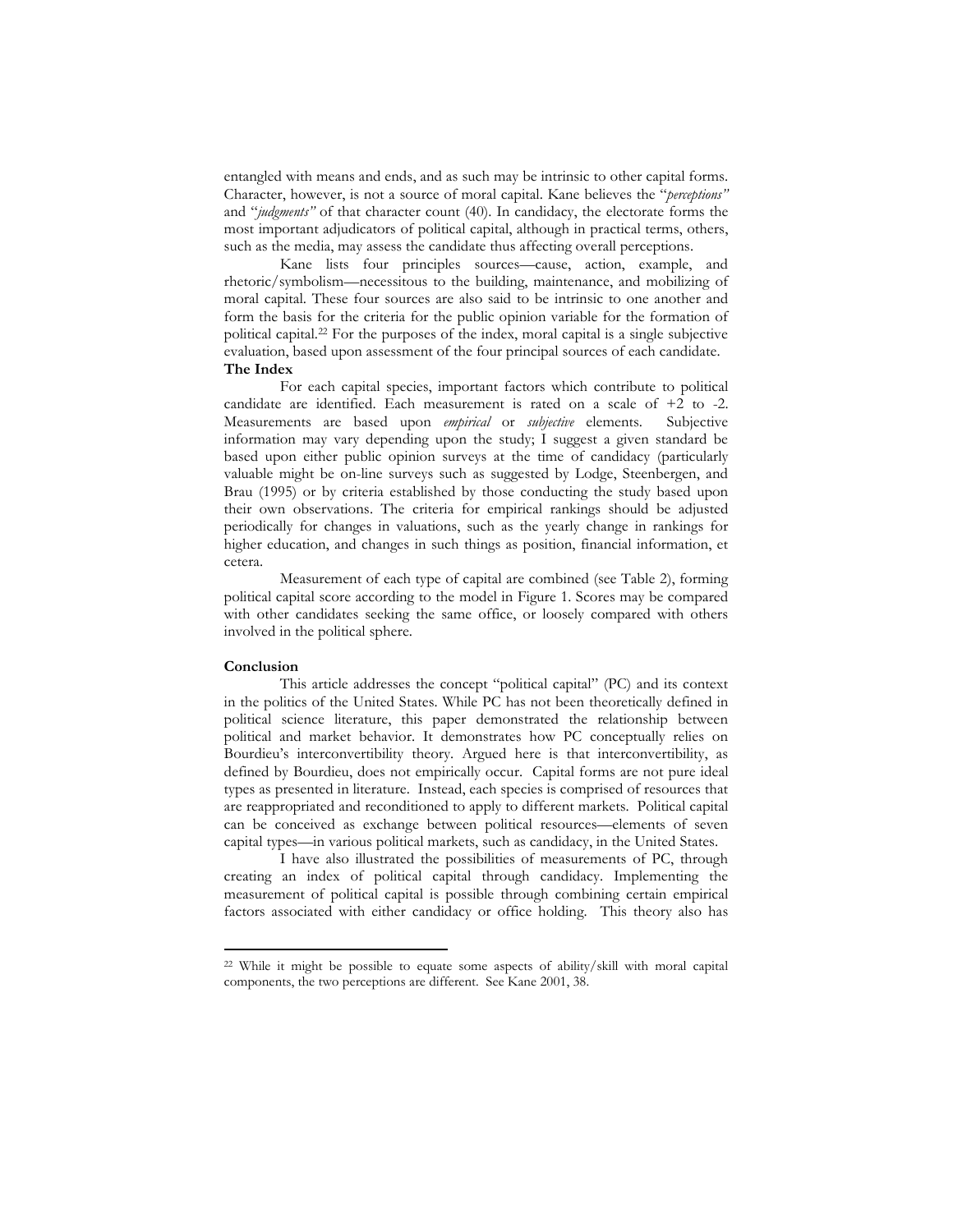entangled with means and ends, and as such may be intrinsic to other capital forms. Character, however, is not a source of moral capital. Kane believes the "*perceptions"* and "*judgments"* of that character count (40). In candidacy, the electorate forms the most important adjudicators of political capital, although in practical terms, others, such as the media, may assess the candidate thus affecting overall perceptions.

Kane lists four principles sources—cause, action, example, and rhetoric/symbolism—necessitous to the building, maintenance, and mobilizing of moral capital. These four sources are also said to be intrinsic to one another and form the basis for the criteria for the public opinion variable for the formation of political capital.[22] For the purposes of the index, moral capital is a single subjective evaluation, based upon assessment of the four principal sources of each candidate.

**The Index**

For each capital species, important factors which contribute to political candidate are identified. Each measurement is rated on a scale of +2 to -2. Measurements are based upon *empirical* or *subjective* elements. Subjective information may vary depending upon the study; I suggest a given standard be based upon either public opinion surveys at the time of candidacy (particularly valuable might be on-line surveys such as suggested by Lodge, Steenbergen, and Brau (1995) or by criteria established by those conducting the study based upon their own observations. The criteria for empirical rankings should be adjusted periodically for changes in valuations, such as the yearly change in rankings for higher education, and changes in such things as position, financial information, et cetera.

Measurement of each type of capital are combined (see Table 2), forming political capital score according to the model in Figure 1. Scores may be compared with other candidates seeking the same office, or loosely compared with others involved in the political sphere.

**Conclusion**

This article addresses the concept "political capital" (PC) and its context in the politics of the United States. While PC has not been theoretically defined in political science literature, this paper demonstrated the relationship between political and market behavior. It demonstrates how PC conceptually relies on Bourdieu's interconvertibility theory. Argued here is that interconvertibility, as defined by Bourdieu, does not empirically occur. Capital forms are not pure ideal types as presented in literature. Instead, each species is comprised of resources that are reappropriated and reconditioned to apply to different markets. Political capital can be conceived as exchange between political resources—elements of seven capital types—in various political markets, such as candidacy, in the United States.

I have also illustrated the possibilities of measurements of PC, through creating an index of political capital through candidacy. Implementing the measurement of political capital is possible through combining certain empirical factors associated with either candidacy or office holding. This theory also has

---

[22] While it might be possible to equate some aspects of ability/skill with moral capital components, the two perceptions are different. See Kane 2001, 38.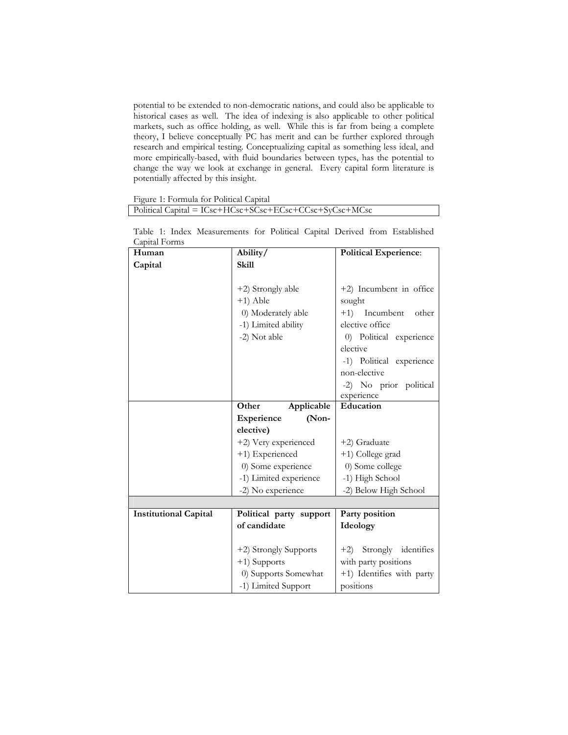potential to be extended to non-democratic nations, and could also be applicable to historical cases as well. The idea of indexing is also applicable to other political markets, such as office holding, as well. While this is far from being a complete theory, I believe conceptually PC has merit and can be further explored through research and empirical testing. Conceptualizing capital as something less ideal, and more empirically-based, with fluid boundaries between types, has the potential to change the way we look at exchange in general. Every capital form literature is potentially affected by this insight.

Figure 1: Formula for Political Capital

| Political Capital = ICsc+HCsc+SCsc+ECsc+CCsc+SyCsc+MCsc |
|---|

Table 1: Index Measurements for Political Capital Derived from Established Capital Forms

| **Human Capital** | **Ability/ Skill** | **Political Experience**: |
|---|---|---|
| | +2) Strongly able<br>+1) Able<br>0) Moderately able<br>-1) Limited ability<br>-2) Not able | +2) Incumbent in office sought<br>+1) Incumbent other elective office<br>0) Political experience elective<br>-1) Political experience non-elective<br>-2) No prior political experience |
| | **Other Applicable Experience (Non-elective)** | **Education** |
| | +2) Very experienced<br>+1) Experienced<br>0) Some experience<br>-1) Limited experience<br>-2) No experience | +2) Graduate<br>+1) College grad<br>0) Some college<br>-1) High School<br>-2) Below High School |
| | | |
| **Institutional Capital** | **Political party support of candidate** | **Party position Ideology** |
| | +2) Strongly Supports<br>+1) Supports<br>0) Supports Somewhat<br>-1) Limited Support | +2) Strongly identifies with party positions<br>+1) Identifies with party positions |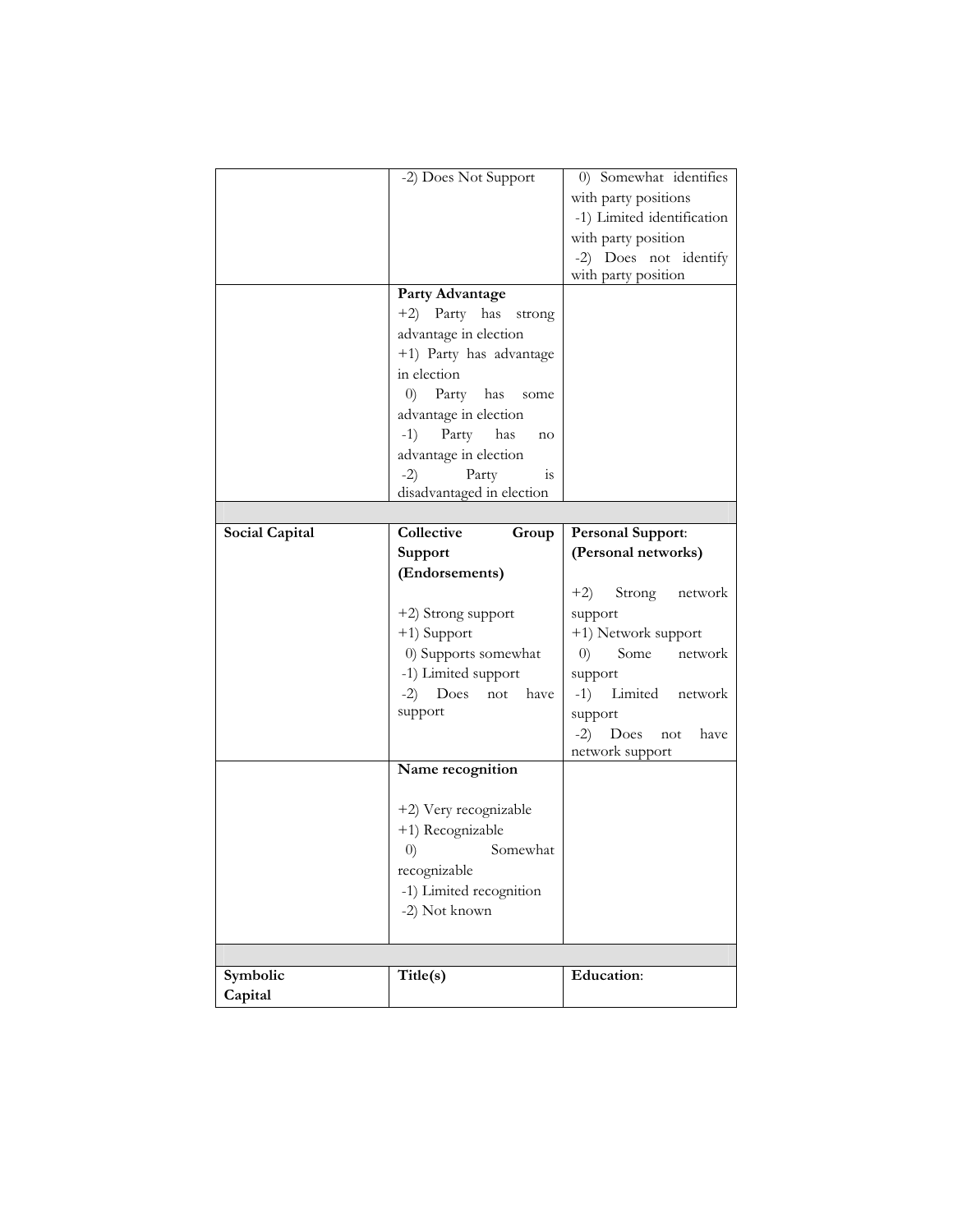| | | |
|---|---|---|
| | -2) Does Not Support | 0) Somewhat identifies with party positions<br>-1) Limited identification with party position<br>-2) Does not identify with party position |
| | **Party Advantage**<br>+2) Party has strong advantage in election<br>+1) Party has advantage in election<br>0) Party has some advantage in election<br>-1) Party has no advantage in election<br>-2) Party is disadvantaged in election | |
| | | |
| **Social Capital** | **Collective Group Support (Endorsements)**<br><br>+2) Strong support<br>+1) Support<br>0) Supports somewhat<br>-1) Limited support<br>-2) Does not have support | **Personal Support: (Personal networks)**<br><br>+2) Strong network support<br>+1) Network support<br>0) Some network support<br>-1) Limited network support<br>-2) Does not have network support |
| | **Name recognition**<br><br>+2) Very recognizable<br>+1) Recognizable<br>0) Somewhat recognizable<br>-1) Limited recognition<br>-2) Not known | |
| | | |
| **Symbolic Capital** | **Title(s)** | **Education**: |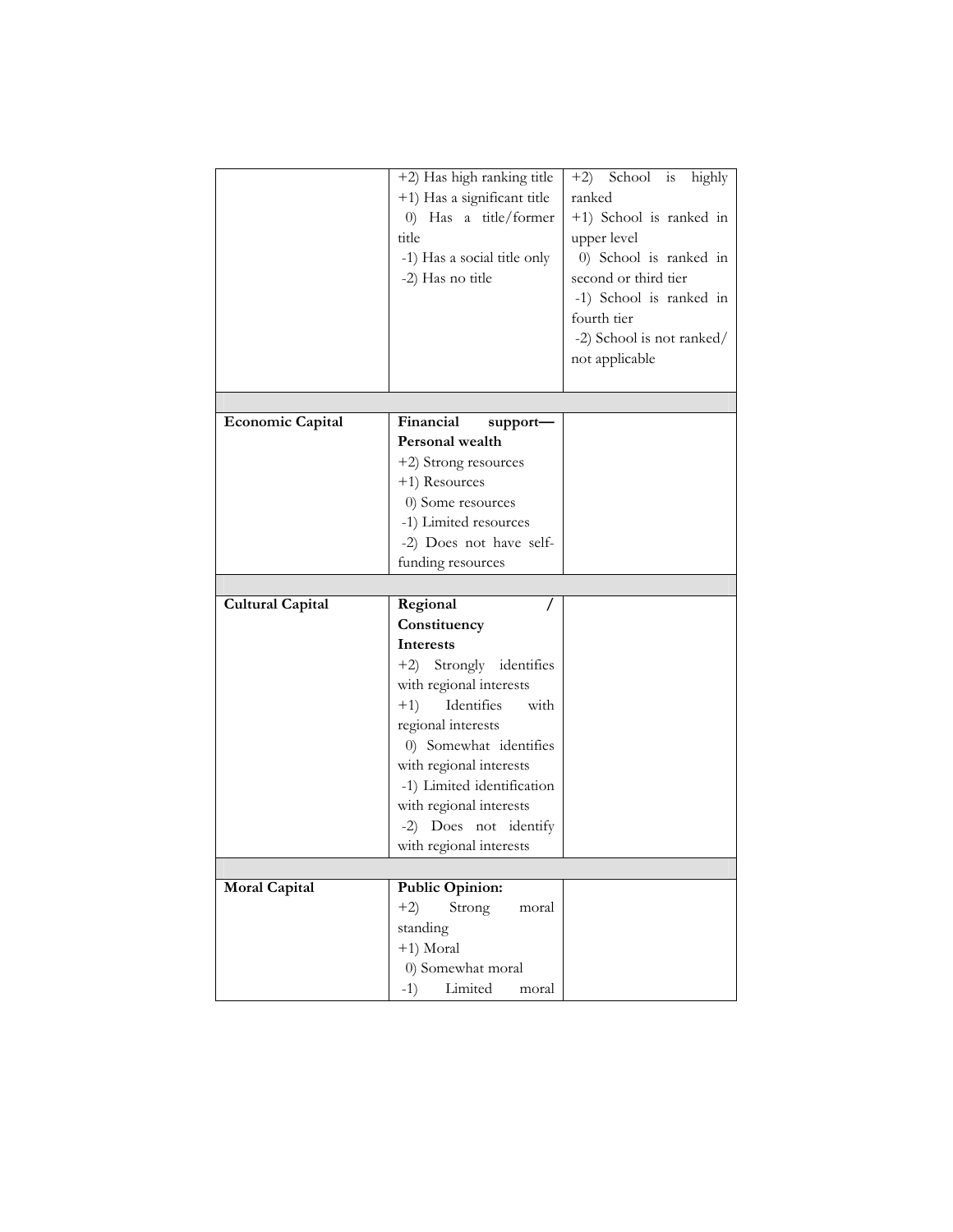| | | |
|---|---|---|
| | +2) Has high ranking title<br>+1) Has a significant title<br>0) Has a title/former title<br>-1) Has a social title only<br>-2) Has no title | +2) School is highly ranked<br>+1) School is ranked in upper level<br>0) School is ranked in second or third tier<br>-1) School is ranked in fourth tier<br>-2) School is not ranked/ not applicable |
| | | |
| **Economic Capital** | **Financial support—Personal wealth**<br>+2) Strong resources<br>+1) Resources<br>0) Some resources<br>-1) Limited resources<br>-2) Does not have self-funding resources | |
| | | |
| **Cultural Capital** | **Regional / Constituency Interests**<br>+2) Strongly identifies with regional interests<br>+1) Identifies with regional interests<br>0) Somewhat identifies with regional interests<br>-1) Limited identification with regional interests<br>-2) Does not identify with regional interests | |
| | | |
| **Moral Capital** | **Public Opinion:**<br>+2) Strong moral standing<br>+1) Moral<br>0) Somewhat moral<br>-1) Limited moral | |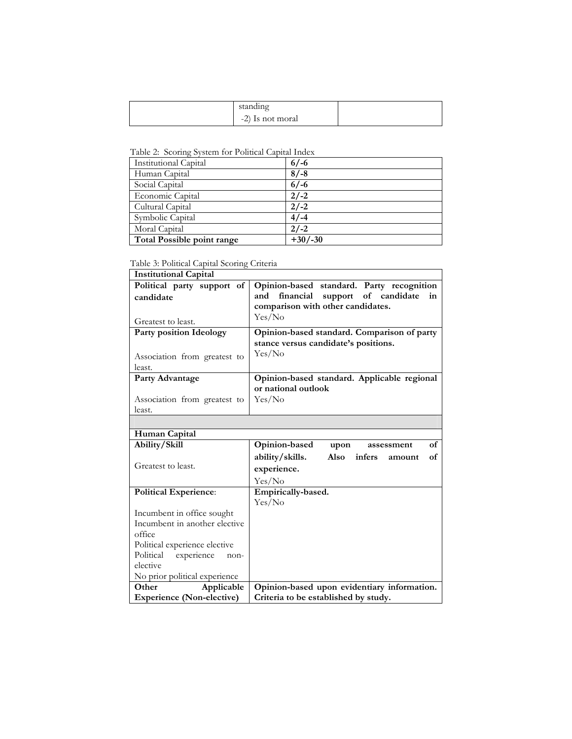|  | standing<br>-2) Is not moral |  |
|---|---|---|

Table 2: Scoring System for Political Capital Index

| Institutional Capital | **6/-6** |
|---|---|
| Human Capital | **8/-8** |
| Social Capital | **6/-6** |
| Economic Capital | **2/-2** |
| Cultural Capital | **2/-2** |
| Symbolic Capital | **4/-4** |
| Moral Capital | **2/-2** |
| **Total Possible point range** | **+30/-30** |

Table 3: Political Capital Scoring Criteria

| **Institutional Capital** | |
|---|---|
| **Political party support of candidate**<br><br>Greatest to least. | **Opinion-based standard. Party recognition and financial support of candidate in comparison with other candidates.**<br>Yes/No |
| **Party position Ideology**<br><br>Association from greatest to least. | **Opinion-based standard. Comparison of party stance versus candidate's positions.**<br>Yes/No |
| **Party Advantage**<br><br>Association from greatest to least. | **Opinion-based standard. Applicable regional or national outlook**<br>Yes/No |
| | |
| **Human Capital** | |
| **Ability/Skill**<br><br>Greatest to least. | **Opinion-based upon assessment of ability/skills. Also infers amount of experience.**<br>Yes/No |
| **Political Experience**:<br><br>Incumbent in office sought<br>Incumbent in another elective office<br>Political experience elective<br>Political experience non-elective<br>No prior political experience | **Empirically-based.**<br>Yes/No |
| **Other Applicable Experience (Non-elective)** | **Opinion-based upon evidentiary information. Criteria to be established by study.** |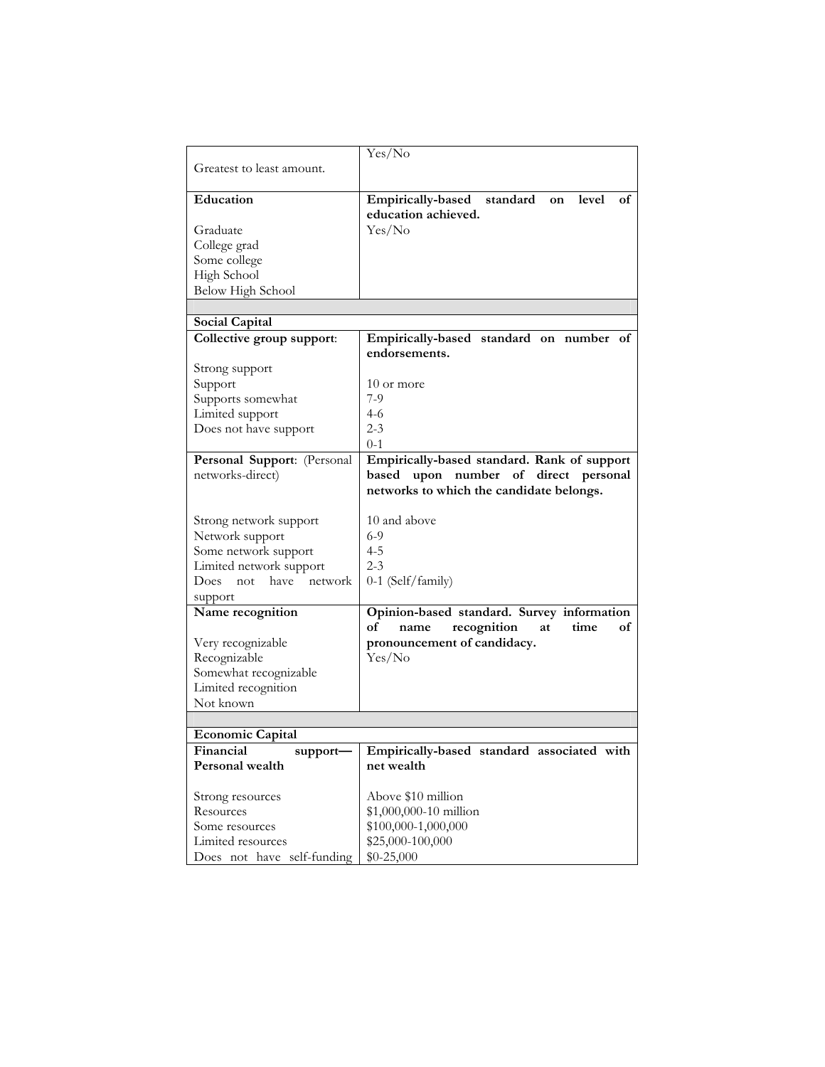| | |
|---|---|
| Greatest to least amount. | Yes/No |
| **Education** | **Empirically-based standard on level of education achieved.** |
| Graduate<br>College grad<br>Some college<br>High School<br>Below High School | Yes/No |
| | |
| **Social Capital** | |
| **Collective group support**: | **Empirically-based standard on number of endorsements.** |
| Strong support<br>Support<br>Supports somewhat<br>Limited support<br>Does not have support | <br>10 or more<br>7-9<br>4-6<br>2-3<br>0-1 |
| **Personal Support**: (Personal networks-direct) | **Empirically-based standard. Rank of support based upon number of direct personal networks to which the candidate belongs.** |
| Strong network support<br>Network support<br>Some network support<br>Limited network support<br>Does not have network support | 10 and above<br>6-9<br>4-5<br>2-3<br>0-1 (Self/family) |
| **Name recognition**<br><br>Very recognizable<br>Recognizable<br>Somewhat recognizable<br>Limited recognition<br>Not known | **Opinion-based standard. Survey information of name recognition at time of pronouncement of candidacy.**<br>Yes/No |
| | |
| **Economic Capital** | |
| **Financial support—Personal wealth** | **Empirically-based standard associated with net wealth** |
| Strong resources<br>Resources<br>Some resources<br>Limited resources<br>Does not have self-funding | Above $10 million<br>$1,000,000-10 million<br>$100,000-1,000,000<br>$25,000-100,000<br>$0-25,000 |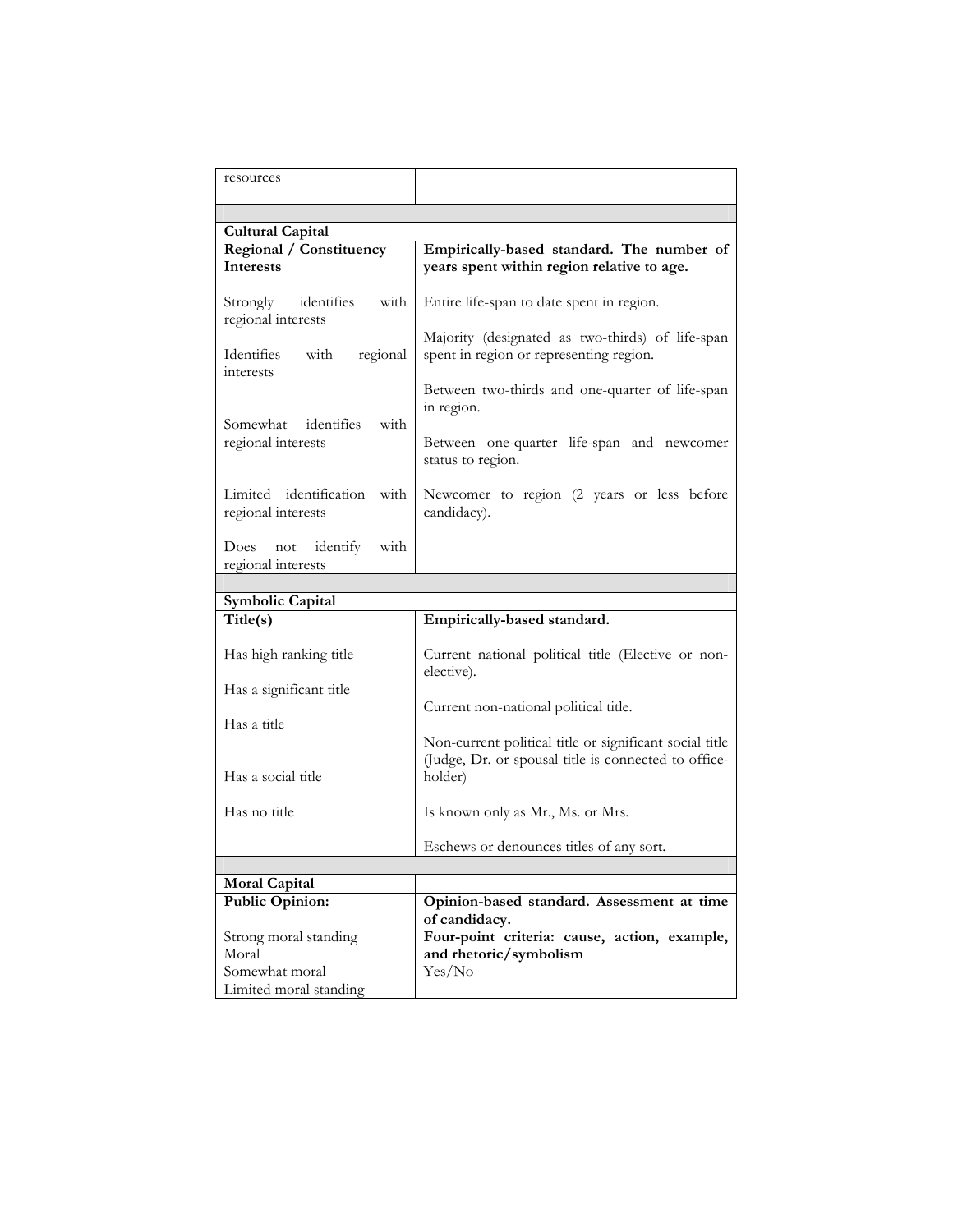| resources | |
|---|---|
| | |
| **Cultural Capital** | |
| **Regional / Constituency Interests** | **Empirically-based standard. The number of years spent within region relative to age.** |
| Strongly identifies with regional interests | Entire life-span to date spent in region. |
| Identifies with regional interests | Majority (designated as two-thirds) of life-span spent in region or representing region. |
| Somewhat identifies with regional interests | Between two-thirds and one-quarter of life-span in region. |
| Limited identification with regional interests | Between one-quarter life-span and newcomer status to region. |
| Does not identify with regional interests | Newcomer to region (2 years or less before candidacy). |
| | |
| **Symbolic Capital** | |
| **Title(s)** | **Empirically-based standard.** |
| Has high ranking title | Current national political title (Elective or non-elective). |
| Has a significant title | Current non-national political title. |
| Has a title | Non-current political title or significant social title (Judge, Dr. or spousal title is connected to office-holder) |
| Has a social title | Is known only as Mr., Ms. or Mrs. |
| Has no title | Eschews or denounces titles of any sort. |
| | |
| **Moral Capital** | |
| **Public Opinion:** | **Opinion-based standard. Assessment at time of candidacy.** |
| Strong moral standing<br>Moral<br>Somewhat moral<br>Limited moral standing | **Four-point criteria: cause, action, example, and rhetoric/symbolism**<br>Yes/No |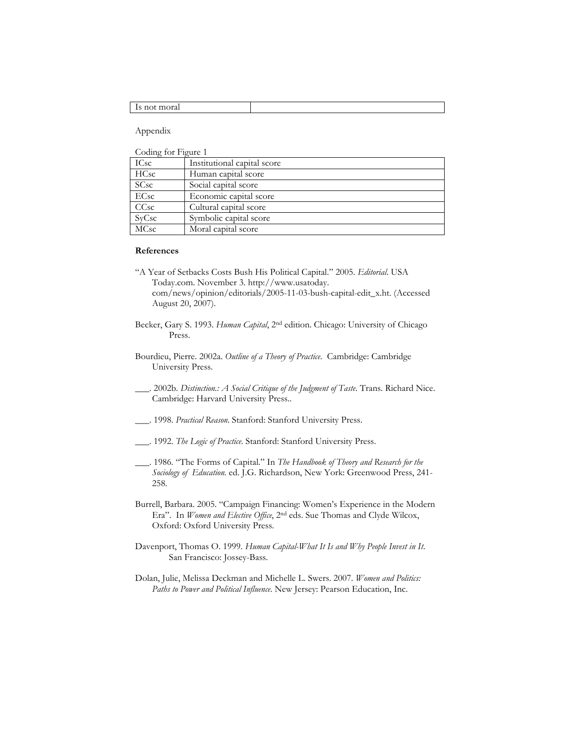| Is not moral | |
|---|---|

Appendix

Coding for Figure 1

| ICsc | Institutional capital score |
|---|---|
| HCsc | Human capital score |
| SCsc | Social capital score |
| ECsc | Economic capital score |
| CCsc | Cultural capital score |
| SyCsc | Symbolic capital score |
| MCsc | Moral capital score |

**References**

"A Year of Setbacks Costs Bush His Political Capital." 2005. *Editorial*. USA Today.com. November 3. http://www.usatoday. com/news/opinion/editorials/2005-11-03-bush-capital-edit_x.ht. (Accessed August 20, 2007).

Becker, Gary S. 1993. *Human Capital*, 2nd edition. Chicago: University of Chicago Press.

Bourdieu, Pierre. 2002a. *Outline of a Theory of Practice*. Cambridge: Cambridge University Press.

\_\_\_. 2002b. *Distinction.: A Social Critique of the Judgment of Taste*. Trans. Richard Nice. Cambridge: Harvard University Press..

\_\_\_. 1998. *Practical Reason*. Stanford: Stanford University Press.

\_\_\_. 1992. *The Logic of Practice*. Stanford: Stanford University Press.

\_\_\_. 1986. "The Forms of Capital." In *The Handbook of Theory and Research for the Sociology of Education*. ed. J.G. Richardson, New York: Greenwood Press, 241-258.

Burrell, Barbara. 2005. "Campaign Financing: Women's Experience in the Modern Era". In *Women and Elective Office*, 2nd eds. Sue Thomas and Clyde Wilcox, Oxford: Oxford University Press.

Davenport, Thomas O. 1999. *Human Capital-What It Is and Why People Invest in It*. San Francisco: Jossey-Bass.

Dolan, Julie, Melissa Deckman and Michelle L. Swers. 2007. *Women and Politics: Paths to Power and Political Influence*. New Jersey: Pearson Education, Inc.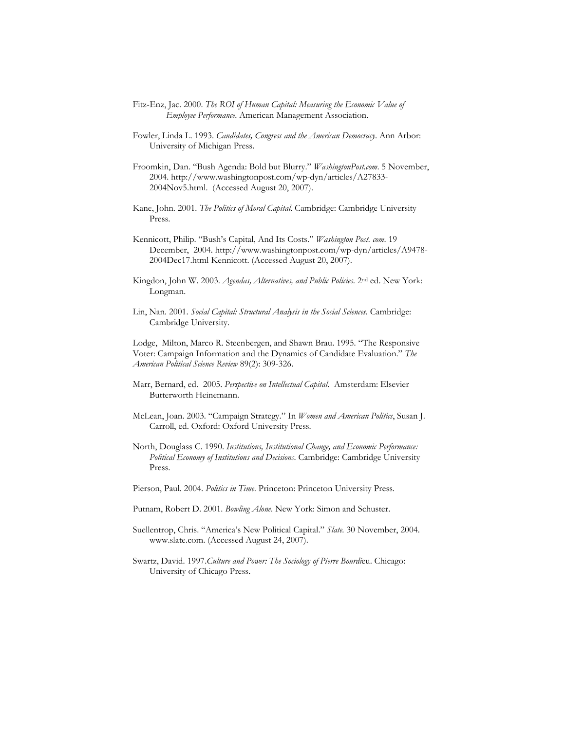Fitz-Enz, Jac. 2000. *The ROI of Human Capital: Measuring the Economic Value of Employee Performance*. American Management Association.

Fowler, Linda L. 1993. *Candidates, Congress and the American Democracy*. Ann Arbor: University of Michigan Press.

Froomkin, Dan. "Bush Agenda: Bold but Blurry." *WashingtonPost.com*. 5 November, 2004. http://www.washingtonpost.com/wp-dyn/articles/A27833-2004Nov5.html. (Accessed August 20, 2007).

Kane, John. 2001. *The Politics of Moral Capital*. Cambridge: Cambridge University Press.

Kennicott, Philip. "Bush's Capital, And Its Costs." *Washington Post. com*. 19 December, 2004. http://www.washingtonpost.com/wp-dyn/articles/A9478-2004Dec17.html Kennicott. (Accessed August 20, 2007).

Kingdon, John W. 2003. *Agendas, Alternatives, and Public Policies*. 2nd ed. New York: Longman.

Lin, Nan. 2001. *Social Capital: Structural Analysis in the Social Sciences*. Cambridge: Cambridge University.

Lodge, Milton, Marco R. Steenbergen, and Shawn Brau. 1995. "The Responsive Voter: Campaign Information and the Dynamics of Candidate Evaluation." *The American Political Science Review* 89(2): 309-326.

Marr, Bernard, ed. 2005. *Perspective on Intellectual Capital*. Amsterdam: Elsevier Butterworth Heinemann.

McLean, Joan. 2003. "Campaign Strategy." In *Women and American Politics*, Susan J. Carroll, ed. Oxford: Oxford University Press.

North, Douglass C. 1990. *Institutions, Institutional Change, and Economic Performance: Political Economy of Institutions and Decisions*. Cambridge: Cambridge University Press.

Pierson, Paul. 2004. *Politics in Time*. Princeton: Princeton University Press.

Putnam, Robert D. 2001. *Bowling Alone*. New York: Simon and Schuster.

Suellentrop, Chris. "America's New Political Capital." *Slate*. 30 November, 2004. www.slate.com. (Accessed August 24, 2007).

Swartz, David. 1997. *Culture and Power: The Sociology of Pierre Bourdieu*. Chicago: University of Chicago Press.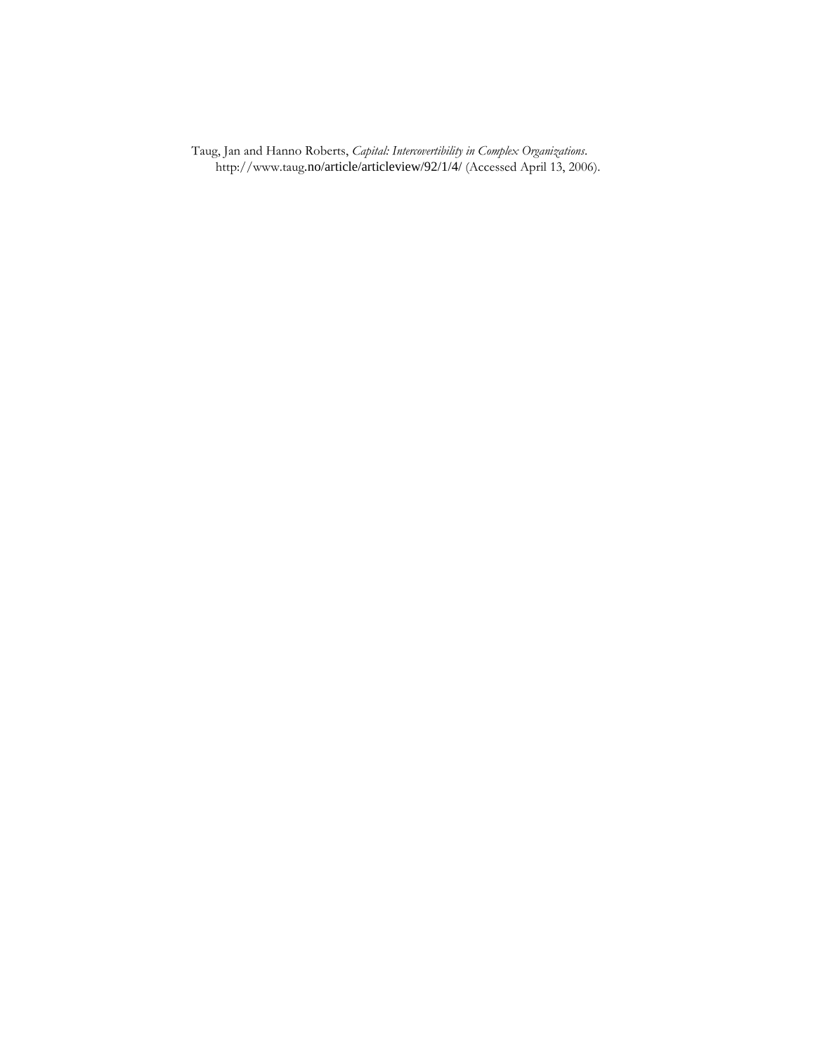Taug, Jan and Hanno Roberts, *Capital: Intercovertibility in Complex Organizations*. http://www.taug.no/article/articleview/92/1/4/ (Accessed April 13, 2006).